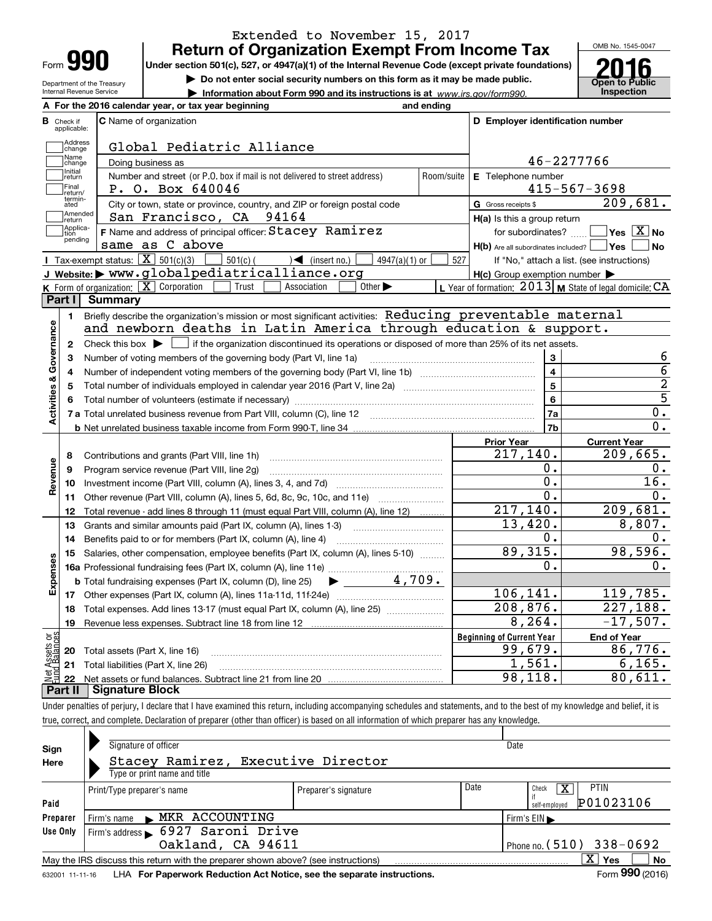Extended to November 15, 2017

# Form 990 — Return of Organization Exempt From Income Tax

Under section 501(c), 527, or 4947(a)(1) of the Internal Revenue Code (except private foundations)

▶ Do not enter social security numbers on this form as it may be made public.

▶ Information about Form 990 and its instructions is at www.irs.gov/form990.

Department of the Treasury Internal Revenue Service

OMB No. 1545-0047

**2016**

**Open to Public Inspection**

**A** For the 2016 calendar year, or tax year beginning and ending

**B** Check if applicable: Address change, Name change, Initial return, Final return/terminated, Amended return, Application pending

**C** Name of organization: Global Pediatric Alliance

Doing business as

Number and street (or P.O. box if mail is not delivered to street address): P. O. Box 640046 — Room/suite

City or town, state or province, country, and ZIP or foreign postal code: San Francisco, CA 94164

**F** Name and address of principal officer: Stacey Ramirez, same as C above

**D** Employer identification number: 46-2277766

**E** Telephone number: 415-567-3698

**G** Gross receipts $ 209,681.

**H(a)** Is this a group return for subordinates? Yes [ ] No [X]

**H(b)** Are all subordinates included? Yes [ ] No [ ] If "No," attach a list. (see instructions)

**H(c)** Group exemption number ▶

**I** Tax-exempt status: [X] 501(c)(3) [ ] 501(c) ( ) ◀ (insert no.) [ ] 4947(a)(1) or [ ] 527

**J** Website: ▶ www.globalpediatricalliance.org

**K** Form of organization: [X] Corporation [ ] Trust [ ] Association [ ] Other ▶

**L** Year of formation: 2013 **M** State of legal domicile: CA

## Part I Summary

**Activities & Governance**

1. Briefly describe the organization's mission or most significant activities: Reducing preventable maternal and newborn deaths in Latin America through education & support.
2. Check this box ▶ [ ] if the organization discontinued its operations or disposed of more than 25% of its net assets.

| | | Line | Value |
|---|---|---|---|
| 3 | Number of voting members of the governing body (Part VI, line 1a) | 3 | 6 |
| 4 | Number of independent voting members of the governing body (Part VI, line 1b) | 4 | 6 |
| 5 | Total number of individuals employed in calendar year 2016 (Part V, line 2a) | 5 | 2 |
| 6 | Total number of volunteers (estimate if necessary) | 6 | 5 |
| 7a | Total unrelated business revenue from Part VIII, column (C), line 12 | 7a | 0. |
| b | Net unrelated business taxable income from Form 990-T, line 34 | 7b | 0. |

| | | Prior Year | Current Year |
|---|---|---|---|
| **Revenue** | | | |
| 8 | Contributions and grants (Part VIII, line 1h) | 217,140. | 209,665. |
| 9 | Program service revenue (Part VIII, line 2g) | 0. | 0. |
| 10 | Investment income (Part VIII, column (A), lines 3, 4, and 7d) | 0. | 16. |
| 11 | Other revenue (Part VIII, column (A), lines 5, 6d, 8c, 9c, 10c, and 11e) | 0. | 0. |
| 12 | Total revenue - add lines 8 through 11 (must equal Part VIII, column (A), line 12) | 217,140. | 209,681. |
| **Expenses** | | | |
| 13 | Grants and similar amounts paid (Part IX, column (A), lines 1-3) | 13,420. | 8,807. |
| 14 | Benefits paid to or for members (Part IX, column (A), line 4) | 0. | 0. |
| 15 | Salaries, other compensation, employee benefits (Part IX, column (A), lines 5-10) | 89,315. | 98,596. |
| 16a | Professional fundraising fees (Part IX, column (A), line 11e) | 0. | 0. |
| b | Total fundraising expenses (Part IX, column (D), line 25) ▶ 4,709. | | |
| 17 | Other expenses (Part IX, column (A), lines 11a-11d, 11f-24e) | 106,141. | 119,785. |
| 18 | Total expenses. Add lines 13-17 (must equal Part IX, column (A), line 25) | 208,876. | 227,188. |
| 19 | Revenue less expenses. Subtract line 18 from line 12 | 8,264. | -17,507. |

| **Net Assets or Fund Balances** | | Beginning of Current Year | End of Year |
|---|---|---|---|
| 20 | Total assets (Part X, line 16) | 99,679. | 86,776. |
| 21 | Total liabilities (Part X, line 26) | 1,561. | 6,165. |
| 22 | Net assets or fund balances. Subtract line 21 from line 20 | 98,118. | 80,611. |

## Part II Signature Block

Under penalties of perjury, I declare that I have examined this return, including accompanying schedules and statements, and to the best of my knowledge and belief, it is true, correct, and complete. Declaration of preparer (other than officer) is based on all information of which preparer has any knowledge.

**Sign Here**

Signature of officer — Date

Stacey Ramirez, Executive Director

Type or print name and title

**Paid Preparer Use Only**

| Print/Type preparer's name | Preparer's signature | Date | Check [X] if self-employed | PTIN |
|---|---|---|---|---|
| | | | | P01023106 |

Firm's name ▶ MKR ACCOUNTING — Firm's EIN ▶

Firm's address ▶ 6927 Saroni Drive, Oakland, CA 94611 — Phone no. (510) 338-0692

May the IRS discuss this return with the preparer shown above? (see instructions) [X] Yes [ ] No

632001 11-11-16 LHA For Paperwork Reduction Act Notice, see the separate instructions. Form **990** (2016)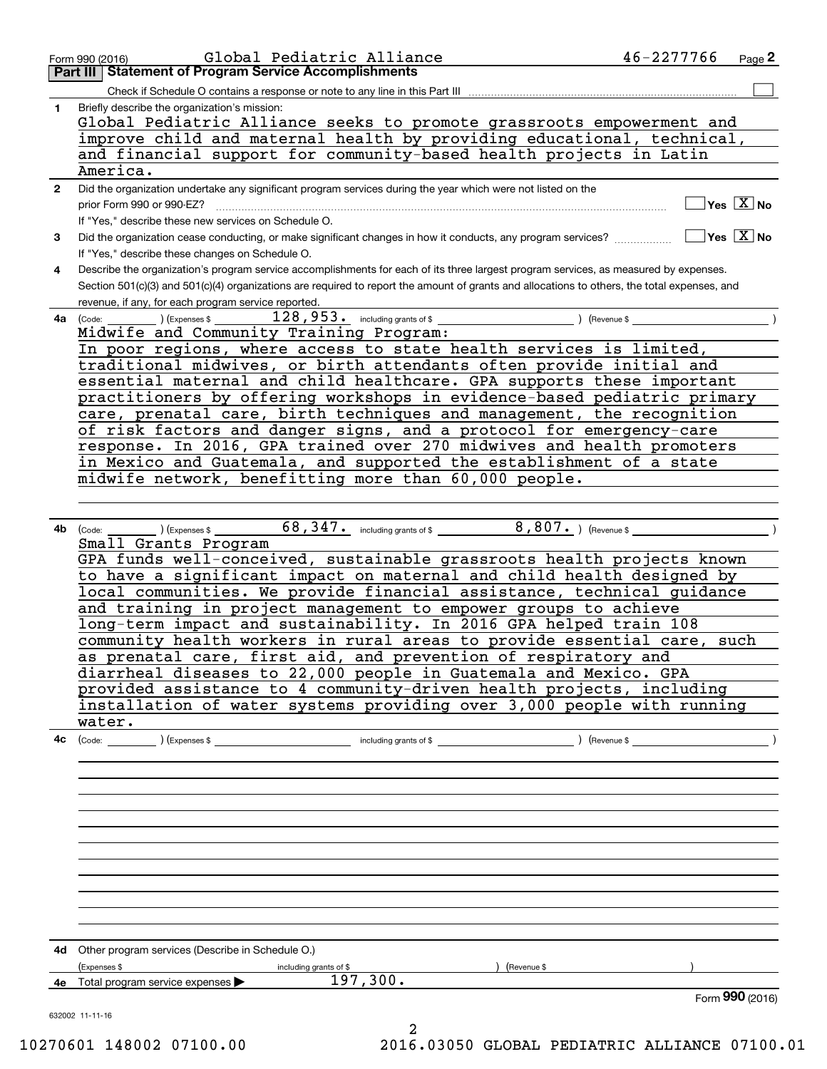Form 990 (2016) Global Pediatric Alliance 46-2277766 Page 2

## Part III Statement of Program Service Accomplishments

Check if Schedule O contains a response or note to any line in this Part III

**1** Briefly describe the organization's mission:

Global Pediatric Alliance seeks to promote grassroots empowerment and improve child and maternal health by providing educational, technical, and financial support for community-based health projects in Latin America.

**2** Did the organization undertake any significant program services during the year which were not listed on the prior Form 990 or 990-EZ? Yes [ ] No [X]

If "Yes," describe these new services on Schedule O.

**3** Did the organization cease conducting, or make significant changes in how it conducts, any program services? Yes [ ] No [X]

If "Yes," describe these changes on Schedule O.

**4** Describe the organization's program service accomplishments for each of its three largest program services, as measured by expenses. Section 501(c)(3) and 501(c)(4) organizations are required to report the amount of grants and allocations to others, the total expenses, and revenue, if any, for each program service reported.

**4a** (Code: ) (Expenses $ 128,953. including grants of $ ) (Revenue $ )

Midwife and Community Training Program:

In poor regions, where access to state health services is limited, traditional midwives, or birth attendants often provide initial and essential maternal and child healthcare. GPA supports these important practitioners by offering workshops in evidence-based pediatric primary care, prenatal care, birth techniques and management, the recognition of risk factors and danger signs, and a protocol for emergency-care response. In 2016, GPA trained over 270 midwives and health promoters in Mexico and Guatemala, and supported the establishment of a state midwife network, benefitting more than 60,000 people.

**4b** (Code: ) (Expenses $ 68,347. including grants of $ 8,807. ) (Revenue $ )

Small Grants Program

GPA funds well-conceived, sustainable grassroots health projects known to have a significant impact on maternal and child health designed by local communities. We provide financial assistance, technical guidance and training in project management to empower groups to achieve long-term impact and sustainability. In 2016 GPA helped train 108 community health workers in rural areas to provide essential care, such as prenatal care, first aid, and prevention of respiratory and diarrheal diseases to 22,000 people in Guatemala and Mexico. GPA provided assistance to 4 community-driven health projects, including installation of water systems providing over 3,000 people with running water.

**4c** (Code: ) (Expenses $ including grants of $ ) (Revenue $ )

**4d** Other program services (Describe in Schedule O.)

(Expenses $ including grants of $ ) (Revenue $ )

**4e** Total program service expenses ▶ 197,300.

Form **990** (2016)

632002 11-11-16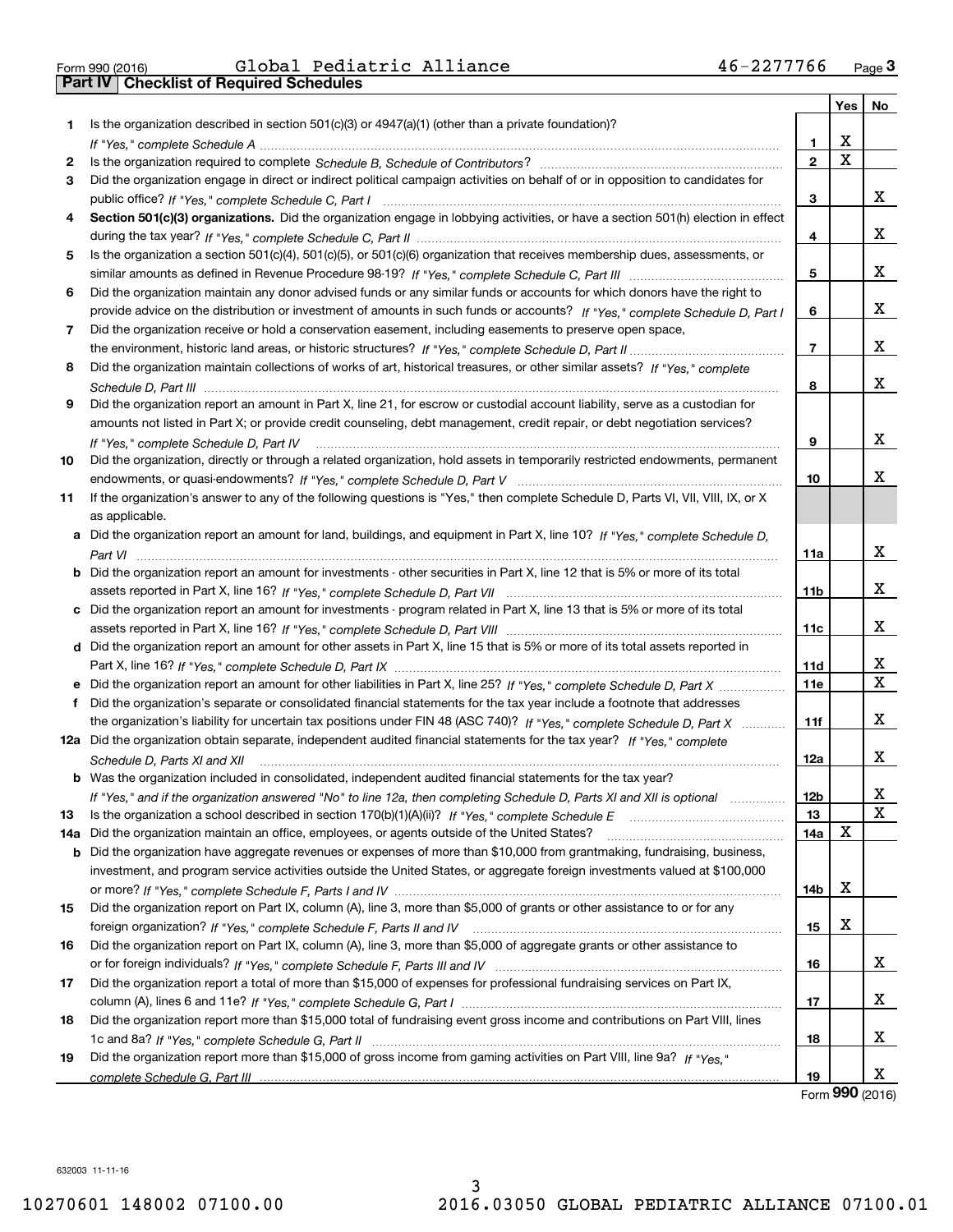Form 990 (2016) Global Pediatric Alliance 46-2277766 Page 3

## Part IV Checklist of Required Schedules

| | | | Yes | No |
|---|---|---|---|---|
| 1 | Is the organization described in section 501(c)(3) or 4947(a)(1) (other than a private foundation)? *If "Yes," complete Schedule A* | 1 | X | |
| 2 | Is the organization required to complete *Schedule B, Schedule of Contributors*? | 2 | X | |
| 3 | Did the organization engage in direct or indirect political campaign activities on behalf of or in opposition to candidates for public office? *If "Yes," complete Schedule C, Part I* | 3 | | X |
| 4 | **Section 501(c)(3) organizations.** Did the organization engage in lobbying activities, or have a section 501(h) election in effect during the tax year? *If "Yes," complete Schedule C, Part II* | 4 | | X |
| 5 | Is the organization a section 501(c)(4), 501(c)(5), or 501(c)(6) organization that receives membership dues, assessments, or similar amounts as defined in Revenue Procedure 98-19? *If "Yes," complete Schedule C, Part III* | 5 | | X |
| 6 | Did the organization maintain any donor advised funds or any similar funds or accounts for which donors have the right to provide advice on the distribution or investment of amounts in such funds or accounts? *If "Yes," complete Schedule D, Part I* | 6 | | X |
| 7 | Did the organization receive or hold a conservation easement, including easements to preserve open space, the environment, historic land areas, or historic structures? *If "Yes," complete Schedule D, Part II* | 7 | | X |
| 8 | Did the organization maintain collections of works of art, historical treasures, or other similar assets? *If "Yes," complete Schedule D, Part III* | 8 | | X |
| 9 | Did the organization report an amount in Part X, line 21, for escrow or custodial account liability, serve as a custodian for amounts not listed in Part X; or provide credit counseling, debt management, credit repair, or debt negotiation services? *If "Yes," complete Schedule D, Part IV* | 9 | | X |
| 10 | Did the organization, directly or through a related organization, hold assets in temporarily restricted endowments, permanent endowments, or quasi-endowments? *If "Yes," complete Schedule D, Part V* | 10 | | X |
| 11 | If the organization's answer to any of the following questions is "Yes," then complete Schedule D, Parts VI, VII, VIII, IX, or X as applicable. | | | |
| a | Did the organization report an amount for land, buildings, and equipment in Part X, line 10? *If "Yes," complete Schedule D, Part VI* | 11a | | X |
| b | Did the organization report an amount for investments - other securities in Part X, line 12 that is 5% or more of its total assets reported in Part X, line 16? *If "Yes," complete Schedule D, Part VII* | 11b | | X |
| c | Did the organization report an amount for investments - program related in Part X, line 13 that is 5% or more of its total assets reported in Part X, line 16? *If "Yes," complete Schedule D, Part VIII* | 11c | | X |
| d | Did the organization report an amount for other assets in Part X, line 15 that is 5% or more of its total assets reported in Part X, line 16? *If "Yes," complete Schedule D, Part IX* | 11d | | X |
| e | Did the organization report an amount for other liabilities in Part X, line 25? *If "Yes," complete Schedule D, Part X* | 11e | | X |
| f | Did the organization's separate or consolidated financial statements for the tax year include a footnote that addresses the organization's liability for uncertain tax positions under FIN 48 (ASC 740)? *If "Yes," complete Schedule D, Part X* | 11f | | X |
| 12a | Did the organization obtain separate, independent audited financial statements for the tax year? *If "Yes," complete Schedule D, Parts XI and XII* | 12a | | X |
| b | Was the organization included in consolidated, independent audited financial statements for the tax year? *If "Yes," and if the organization answered "No" to line 12a, then completing Schedule D, Parts XI and XII is optional* | 12b | | X |
| 13 | Is the organization a school described in section 170(b)(1)(A)(ii)? *If "Yes," complete Schedule E* | 13 | | X |
| 14a | Did the organization maintain an office, employees, or agents outside of the United States? | 14a | X | |
| b | Did the organization have aggregate revenues or expenses of more than $10,000 from grantmaking, fundraising, business, investment, and program service activities outside the United States, or aggregate foreign investments valued at $100,000 or more? *If "Yes," complete Schedule F, Parts I and IV* | 14b | X | |
| 15 | Did the organization report on Part IX, column (A), line 3, more than $5,000 of grants or other assistance to or for any foreign organization? *If "Yes," complete Schedule F, Parts II and IV* | 15 | X | |
| 16 | Did the organization report on Part IX, column (A), line 3, more than $5,000 of aggregate grants or other assistance to or for foreign individuals? *If "Yes," complete Schedule F, Parts III and IV* | 16 | | X |
| 17 | Did the organization report a total of more than $15,000 of expenses for professional fundraising services on Part IX, column (A), lines 6 and 11e? *If "Yes," complete Schedule G, Part I* | 17 | | X |
| 18 | Did the organization report more than $15,000 total of fundraising event gross income and contributions on Part VIII, lines 1c and 8a? *If "Yes," complete Schedule G, Part II* | 18 | | X |
| 19 | Did the organization report more than $15,000 of gross income from gaming activities on Part VIII, line 9a? *If "Yes," complete Schedule G, Part III* | 19 | | X |

Form **990** (2016)

632003 11-11-16

10270601 148002 07100.00 2016.03050 GLOBAL PEDIATRIC ALLIANCE 07100.01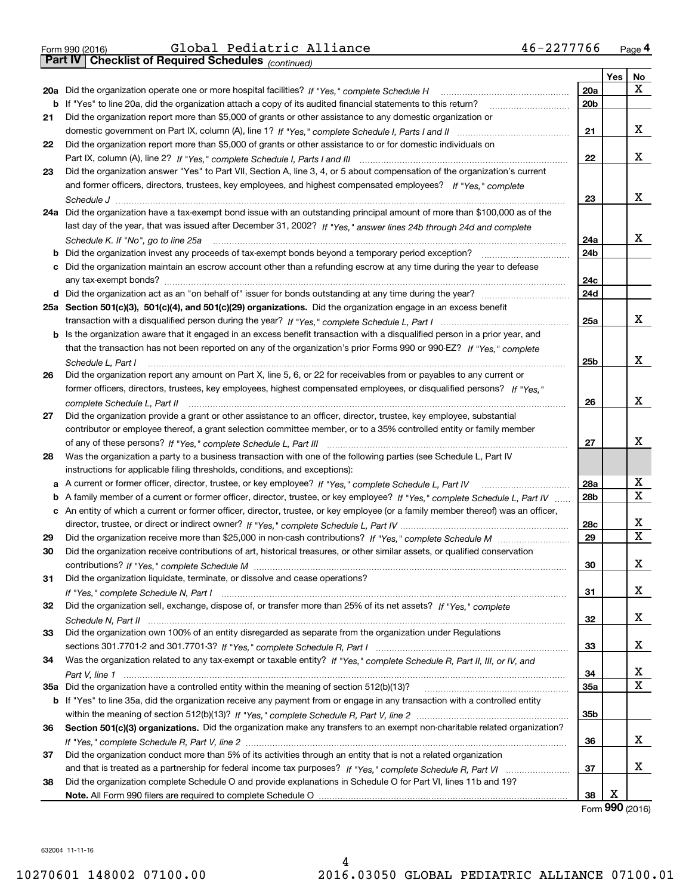Form 990 (2016) Global Pediatric Alliance 46-2277766

## Part IV | Checklist of Required Schedules *(continued)*

| | | | Yes | No |
|---|---|---|---|---|
| **20a** | Did the organization operate one or more hospital facilities? *If "Yes," complete Schedule H* | **20a** | | X |
| **b** | If "Yes" to line 20a, did the organization attach a copy of its audited financial statements to this return? | **20b** | | |
| **21** | Did the organization report more than $5,000 of grants or other assistance to any domestic organization or domestic government on Part IX, column (A), line 1? *If "Yes," complete Schedule I, Parts I and II* | **21** | | X |
| **22** | Did the organization report more than $5,000 of grants or other assistance to or for domestic individuals on Part IX, column (A), line 2? *If "Yes," complete Schedule I, Parts I and III* | **22** | | X |
| **23** | Did the organization answer "Yes" to Part VII, Section A, line 3, 4, or 5 about compensation of the organization's current and former officers, directors, trustees, key employees, and highest compensated employees? *If "Yes," complete Schedule J* | **23** | | X |
| **24a** | Did the organization have a tax-exempt bond issue with an outstanding principal amount of more than $100,000 as of the last day of the year, that was issued after December 31, 2002? *If "Yes," answer lines 24b through 24d and complete Schedule K. If "No", go to line 25a* | **24a** | | X |
| **b** | Did the organization invest any proceeds of tax-exempt bonds beyond a temporary period exception? | **24b** | | |
| **c** | Did the organization maintain an escrow account other than a refunding escrow at any time during the year to defease any tax-exempt bonds? | **24c** | | |
| **d** | Did the organization act as an "on behalf of" issuer for bonds outstanding at any time during the year? | **24d** | | |
| **25a** | **Section 501(c)(3), 501(c)(4), and 501(c)(29) organizations.** Did the organization engage in an excess benefit transaction with a disqualified person during the year? *If "Yes," complete Schedule L, Part I* | **25a** | | X |
| **b** | Is the organization aware that it engaged in an excess benefit transaction with a disqualified person in a prior year, and that the transaction has not been reported on any of the organization's prior Forms 990 or 990-EZ? *If "Yes," complete Schedule L, Part I* | **25b** | | X |
| **26** | Did the organization report any amount on Part X, line 5, 6, or 22 for receivables from or payables to any current or former officers, directors, trustees, key employees, highest compensated employees, or disqualified persons? *If "Yes," complete Schedule L, Part II* | **26** | | X |
| **27** | Did the organization provide a grant or other assistance to an officer, director, trustee, key employee, substantial contributor or employee thereof, a grant selection committee member, or to a 35% controlled entity or family member of any of these persons? *If "Yes," complete Schedule L, Part III* | **27** | | X |
| **28** | Was the organization a party to a business transaction with one of the following parties (see Schedule L, Part IV instructions for applicable filing thresholds, conditions, and exceptions): | | | |
| **a** | A current or former officer, director, trustee, or key employee? *If "Yes," complete Schedule L, Part IV* | **28a** | | X |
| **b** | A family member of a current or former officer, director, trustee, or key employee? *If "Yes," complete Schedule L, Part IV* | **28b** | | X |
| **c** | An entity of which a current or former officer, director, trustee, or key employee (or a family member thereof) was an officer, director, trustee, or direct or indirect owner? *If "Yes," complete Schedule L, Part IV* | **28c** | | X |
| **29** | Did the organization receive more than $25,000 in non-cash contributions? *If "Yes," complete Schedule M* | **29** | | X |
| **30** | Did the organization receive contributions of art, historical treasures, or other similar assets, or qualified conservation contributions? *If "Yes," complete Schedule M* | **30** | | X |
| **31** | Did the organization liquidate, terminate, or dissolve and cease operations? *If "Yes," complete Schedule N, Part I* | **31** | | X |
| **32** | Did the organization sell, exchange, dispose of, or transfer more than 25% of its net assets? *If "Yes," complete Schedule N, Part II* | **32** | | X |
| **33** | Did the organization own 100% of an entity disregarded as separate from the organization under Regulations sections 301.7701-2 and 301.7701-3? *If "Yes," complete Schedule R, Part I* | **33** | | X |
| **34** | Was the organization related to any tax-exempt or taxable entity? *If "Yes," complete Schedule R, Part II, III, or IV, and Part V, line 1* | **34** | | X |
| **35a** | Did the organization have a controlled entity within the meaning of section 512(b)(13)? | **35a** | | X |
| **b** | If "Yes" to line 35a, did the organization receive any payment from or engage in any transaction with a controlled entity within the meaning of section 512(b)(13)? *If "Yes," complete Schedule R, Part V, line 2* | **35b** | | |
| **36** | **Section 501(c)(3) organizations.** Did the organization make any transfers to an exempt non-charitable related organization? *If "Yes," complete Schedule R, Part V, line 2* | **36** | | X |
| **37** | Did the organization conduct more than 5% of its activities through an entity that is not a related organization and that is treated as a partnership for federal income tax purposes? *If "Yes," complete Schedule R, Part VI* | **37** | | X |
| **38** | Did the organization complete Schedule O and provide explanations in Schedule O for Part VI, lines 11b and 19? **Note.** All Form 990 filers are required to complete Schedule O | **38** | X | |

Form **990** (2016)

632004 11-11-16

10270601 148002 07100.00 2016.03050 GLOBAL PEDIATRIC ALLIANCE 07100.01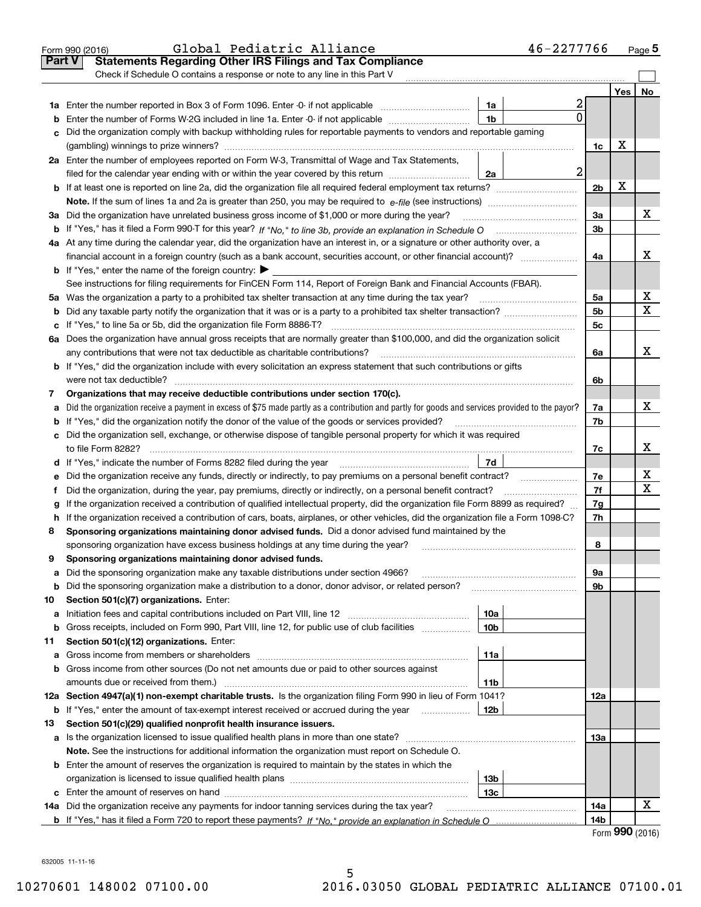Form 990 (2016) Global Pediatric Alliance 46-2277766 Page 5

## Part V Statements Regarding Other IRS Filings and Tax Compliance

Check if Schedule O contains a response or note to any line in this Part V

| | | | | | Yes | No |
|---|---|---|---|---|---|---|
| 1a | Enter the number reported in Box 3 of Form 1096. Enter -0- if not applicable | 1a | 2 | | | |
| b | Enter the number of Forms W-2G included in line 1a. Enter -0- if not applicable | 1b | 0 | | | |
| c | Did the organization comply with backup withholding rules for reportable payments to vendors and reportable gaming (gambling) winnings to prize winners? | | | 1c | X | |
| 2a | Enter the number of employees reported on Form W-3, Transmittal of Wage and Tax Statements, filed for the calendar year ending with or within the year covered by this return | 2a | 2 | | | |
| b | If at least one is reported on line 2a, did the organization file all required federal employment tax returns? | | | 2b | X | |
| | **Note.** If the sum of lines 1a and 2a is greater than 250, you may be required to *e-file* (see instructions) | | | | | |
| 3a | Did the organization have unrelated business gross income of $1,000 or more during the year? | | | 3a | | X |
| b | If "Yes," has it filed a Form 990-T for this year? *If "No," to line 3b, provide an explanation in Schedule O* | | | 3b | | |
| 4a | At any time during the calendar year, did the organization have an interest in, or a signature or other authority over, a financial account in a foreign country (such as a bank account, securities account, or other financial account)? | | | 4a | | X |
| b | If "Yes," enter the name of the foreign country: ▶ | | | | | |
| | See instructions for filing requirements for FinCEN Form 114, Report of Foreign Bank and Financial Accounts (FBAR). | | | | | |
| 5a | Was the organization a party to a prohibited tax shelter transaction at any time during the tax year? | | | 5a | | X |
| b | Did any taxable party notify the organization that it was or is a party to a prohibited tax shelter transaction? | | | 5b | | X |
| c | If "Yes," to line 5a or 5b, did the organization file Form 8886-T? | | | 5c | | |
| 6a | Does the organization have annual gross receipts that are normally greater than $100,000, and did the organization solicit any contributions that were not tax deductible as charitable contributions? | | | 6a | | X |
| b | If "Yes," did the organization include with every solicitation an express statement that such contributions or gifts were not tax deductible? | | | 6b | | |
| 7 | **Organizations that may receive deductible contributions under section 170(c).** | | | | | |
| a | Did the organization receive a payment in excess of $75 made partly as a contribution and partly for goods and services provided to the payor? | | | 7a | | X |
| b | If "Yes," did the organization notify the donor of the value of the goods or services provided? | | | 7b | | |
| c | Did the organization sell, exchange, or otherwise dispose of tangible personal property for which it was required to file Form 8282? | | | 7c | | X |
| d | If "Yes," indicate the number of Forms 8282 filed during the year | 7d | | | | |
| e | Did the organization receive any funds, directly or indirectly, to pay premiums on a personal benefit contract? | | | 7e | | X |
| f | Did the organization, during the year, pay premiums, directly or indirectly, on a personal benefit contract? | | | 7f | | X |
| g | If the organization received a contribution of qualified intellectual property, did the organization file Form 8899 as required? | | | 7g | | |
| h | If the organization received a contribution of cars, boats, airplanes, or other vehicles, did the organization file a Form 1098-C? | | | 7h | | |
| 8 | **Sponsoring organizations maintaining donor advised funds.** Did a donor advised fund maintained by the sponsoring organization have excess business holdings at any time during the year? | | | 8 | | |
| 9 | **Sponsoring organizations maintaining donor advised funds.** | | | | | |
| a | Did the sponsoring organization make any taxable distributions under section 4966? | | | 9a | | |
| b | Did the sponsoring organization make a distribution to a donor, donor advisor, or related person? | | | 9b | | |
| 10 | **Section 501(c)(7) organizations.** Enter: | | | | | |
| a | Initiation fees and capital contributions included on Part VIII, line 12 | 10a | | | | |
| b | Gross receipts, included on Form 990, Part VIII, line 12, for public use of club facilities | 10b | | | | |
| 11 | **Section 501(c)(12) organizations.** Enter: | | | | | |
| a | Gross income from members or shareholders | 11a | | | | |
| b | Gross income from other sources (Do not net amounts due or paid to other sources against amounts due or received from them.) | 11b | | | | |
| 12a | **Section 4947(a)(1) non-exempt charitable trusts.** Is the organization filing Form 990 in lieu of Form 1041? | | | 12a | | |
| b | If "Yes," enter the amount of tax-exempt interest received or accrued during the year | 12b | | | | |
| 13 | **Section 501(c)(29) qualified nonprofit health insurance issuers.** | | | | | |
| a | Is the organization licensed to issue qualified health plans in more than one state? | | | 13a | | |
| | **Note.** See the instructions for additional information the organization must report on Schedule O. | | | | | |
| b | Enter the amount of reserves the organization is required to maintain by the states in which the organization is licensed to issue qualified health plans | 13b | | | | |
| c | Enter the amount of reserves on hand | 13c | | | | |
| 14a | Did the organization receive any payments for indoor tanning services during the tax year? | | | 14a | | X |
| b | If "Yes," has it filed a Form 720 to report these payments? *If "No," provide an explanation in Schedule O* | | | 14b | | |

Form **990** (2016)

632005 11-11-16

10270601 148002 07100.00 2016.03050 GLOBAL PEDIATRIC ALLIANCE 07100.01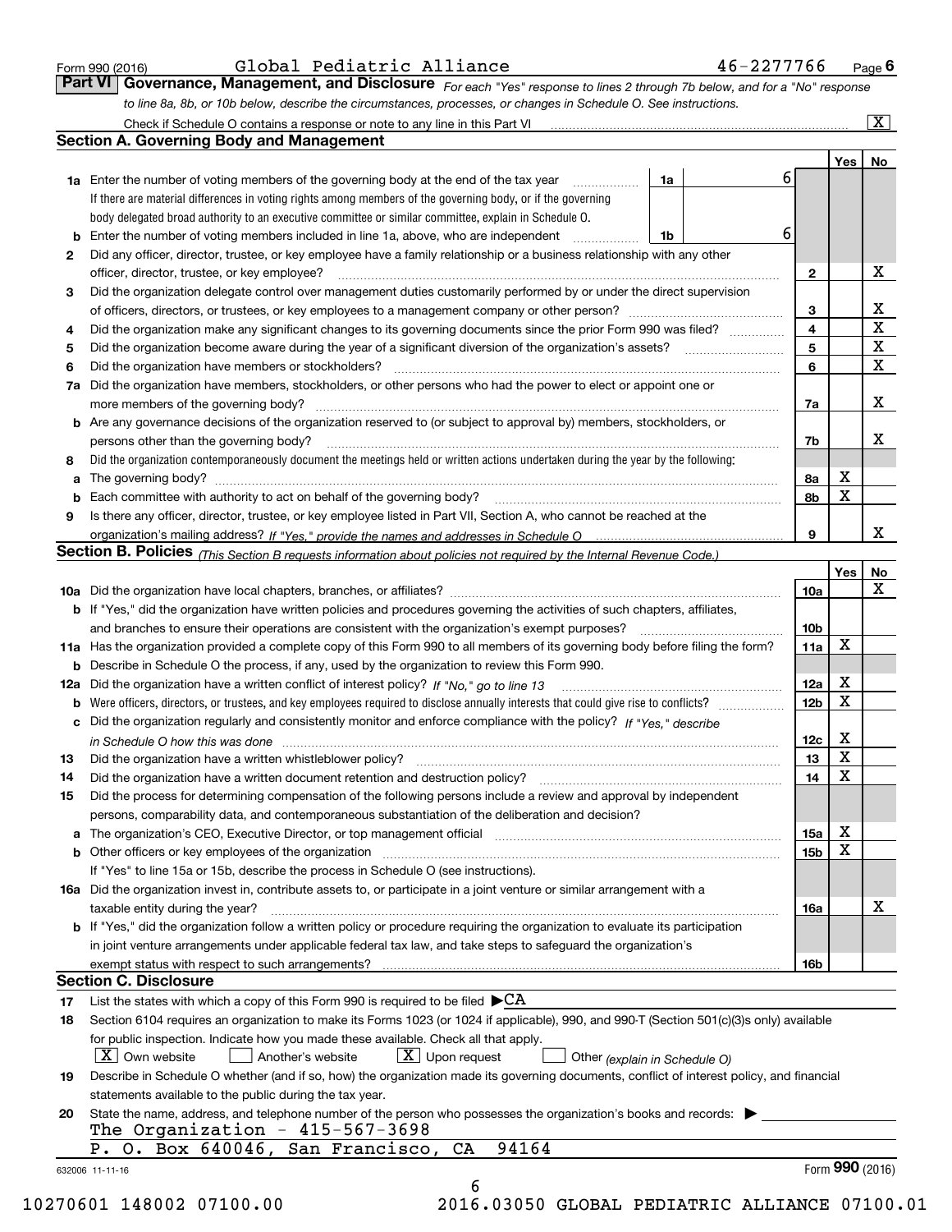Form 990 (2016) Global Pediatric Alliance 46-2277766 Page 6

**Part VI** **Governance, Management, and Disclosure** *For each "Yes" response to lines 2 through 7b below, and for a "No" response to line 8a, 8b, or 10b below, describe the circumstances, processes, or changes in Schedule O. See instructions.*

Check if Schedule O contains a response or note to any line in this Part VI [X]

## Section A. Governing Body and Management

| | | | | Yes | No |
|---|---|---|---|---|---|
| **1a** | Enter the number of voting members of the governing body at the end of the tax year. If there are material differences in voting rights among members of the governing body, or if the governing body delegated broad authority to an executive committee or similar committee, explain in Schedule O. | 1a | 6 | | |
| **b** | Enter the number of voting members included in line 1a, above, who are independent | 1b | 6 | | |
| **2** | Did any officer, director, trustee, or key employee have a family relationship or a business relationship with any other officer, director, trustee, or key employee? | 2 | | | X |
| **3** | Did the organization delegate control over management duties customarily performed by or under the direct supervision of officers, directors, or trustees, or key employees to a management company or other person? | 3 | | | X |
| **4** | Did the organization make any significant changes to its governing documents since the prior Form 990 was filed? | 4 | | | X |
| **5** | Did the organization become aware during the year of a significant diversion of the organization's assets? | 5 | | | X |
| **6** | Did the organization have members or stockholders? | 6 | | | X |
| **7a** | Did the organization have members, stockholders, or other persons who had the power to elect or appoint one or more members of the governing body? | 7a | | | X |
| **b** | Are any governance decisions of the organization reserved to (or subject to approval by) members, stockholders, or persons other than the governing body? | 7b | | | X |
| **8** | Did the organization contemporaneously document the meetings held or written actions undertaken during the year by the following: | | | | |
| **a** | The governing body? | 8a | | X | |
| **b** | Each committee with authority to act on behalf of the governing body? | 8b | | X | |
| **9** | Is there any officer, director, trustee, or key employee listed in Part VII, Section A, who cannot be reached at the organization's mailing address? *If "Yes," provide the names and addresses in Schedule O* | 9 | | | X |

## Section B. Policies *(This Section B requests information about policies not required by the Internal Revenue Code.)*

| | | | Yes | No |
|---|---|---|---|---|
| **10a** | Did the organization have local chapters, branches, or affiliates? | 10a | | X |
| **b** | If "Yes," did the organization have written policies and procedures governing the activities of such chapters, affiliates, and branches to ensure their operations are consistent with the organization's exempt purposes? | 10b | | |
| **11a** | Has the organization provided a complete copy of this Form 990 to all members of its governing body before filing the form? | 11a | X | |
| **b** | Describe in Schedule O the process, if any, used by the organization to review this Form 990. | | | |
| **12a** | Did the organization have a written conflict of interest policy? *If "No," go to line 13* | 12a | X | |
| **b** | Were officers, directors, or trustees, and key employees required to disclose annually interests that could give rise to conflicts? | 12b | X | |
| **c** | Did the organization regularly and consistently monitor and enforce compliance with the policy? *If "Yes," describe in Schedule O how this was done* | 12c | X | |
| **13** | Did the organization have a written whistleblower policy? | 13 | X | |
| **14** | Did the organization have a written document retention and destruction policy? | 14 | X | |
| **15** | Did the process for determining compensation of the following persons include a review and approval by independent persons, comparability data, and contemporaneous substantiation of the deliberation and decision? | | | |
| **a** | The organization's CEO, Executive Director, or top management official | 15a | X | |
| **b** | Other officers or key employees of the organization | 15b | X | |
| | If "Yes" to line 15a or 15b, describe the process in Schedule O (see instructions). | | | |
| **16a** | Did the organization invest in, contribute assets to, or participate in a joint venture or similar arrangement with a taxable entity during the year? | 16a | | X |
| **b** | If "Yes," did the organization follow a written policy or procedure requiring the organization to evaluate its participation in joint venture arrangements under applicable federal tax law, and take steps to safeguard the organization's exempt status with respect to such arrangements? | 16b | | |

## Section C. Disclosure

**17** List the states with which a copy of this Form 990 is required to be filed ▶CA

**18** Section 6104 requires an organization to make its Forms 1023 (or 1024 if applicable), 990, and 990-T (Section 501(c)(3)s only) available for public inspection. Indicate how you made these available. Check all that apply.

[X] Own website [ ] Another's website [X] Upon request [ ] Other *(explain in Schedule O)*

**19** Describe in Schedule O whether (and if so, how) the organization made its governing documents, conflict of interest policy, and financial statements available to the public during the tax year.

**20** State the name, address, and telephone number of the person who possesses the organization's books and records: ▶

The Organization - 415-567-3698
P. O. Box 640046, San Francisco, CA 94164

632006 11-11-16 Form **990** (2016)

10270601 148002 07100.00 2016.03050 GLOBAL PEDIATRIC ALLIANCE 07100.01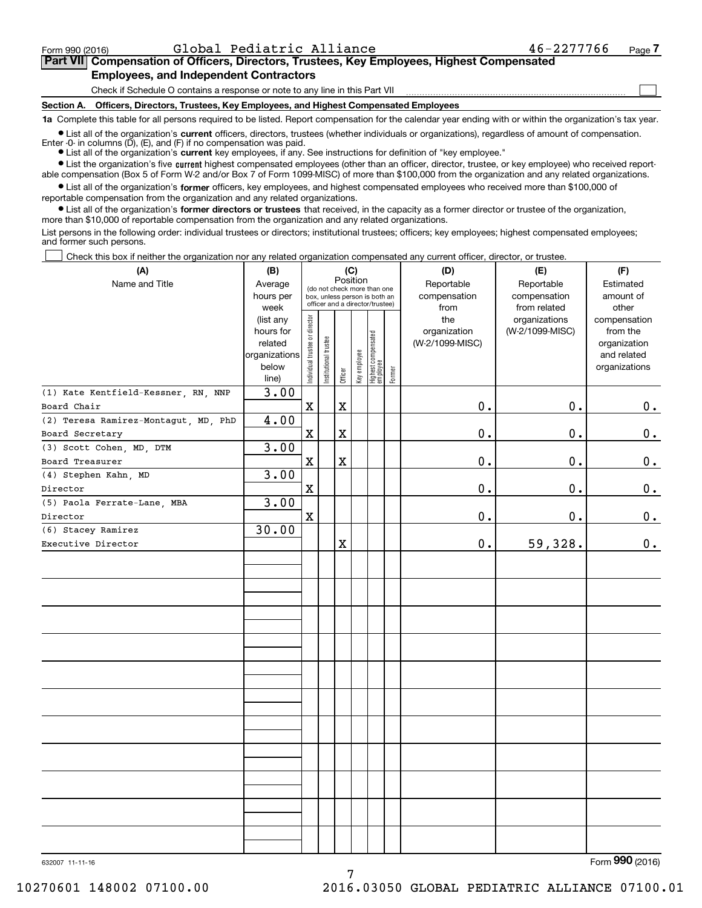Form 990 (2016) Global Pediatric Alliance 46-2277766 Page 7

## Part VII Compensation of Officers, Directors, Trustees, Key Employees, Highest Compensated Employees, and Independent Contractors

Check if Schedule O contains a response or note to any line in this Part VII ☐

### Section A. Officers, Directors, Trustees, Key Employees, and Highest Compensated Employees

**1a** Complete this table for all persons required to be listed. Report compensation for the calendar year ending with or within the organization's tax year.

- List all of the organization's **current** officers, directors, trustees (whether individuals or organizations), regardless of amount of compensation. Enter -0- in columns (D), (E), and (F) if no compensation was paid.
- List all of the organization's **current** key employees, if any. See instructions for definition of "key employee."
- List the organization's five **current** highest compensated employees (other than an officer, director, trustee, or key employee) who received reportable compensation (Box 5 of Form W-2 and/or Box 7 of Form 1099-MISC) of more than $100,000 from the organization and any related organizations.
- List all of the organization's **former** officers, key employees, and highest compensated employees who received more than $100,000 of reportable compensation from the organization and any related organizations.
- List all of the organization's **former directors or trustees** that received, in the capacity as a former director or trustee of the organization, more than $10,000 of reportable compensation from the organization and any related organizations.

List persons in the following order: individual trustees or directors; institutional trustees; officers; key employees; highest compensated employees; and former such persons.

☐ Check this box if neither the organization nor any related organization compensated any current officer, director, or trustee.

| (A) Name and Title | (B) Average hours per week (list any hours for related organizations below line) | (C) Position: Individual trustee or director | Institutional trustee | Officer | Key employee | Highest compensated employee | Former | (D) Reportable compensation from the organization (W-2/1099-MISC) | (E) Reportable compensation from related organizations (W-2/1099-MISC) | (F) Estimated amount of other compensation from the organization and related organizations |
|---|---|---|---|---|---|---|---|---|---|---|
| (1) Kate Kentfield-Kessner, RN, NNP<br>Board Chair | 3.00 | X | | X | | | | 0. | 0. | 0. |
| (2) Teresa Ramirez-Montagut, MD, PhD<br>Board Secretary | 4.00 | X | | X | | | | 0. | 0. | 0. |
| (3) Scott Cohen, MD, DTM<br>Board Treasurer | 3.00 | X | | X | | | | 0. | 0. | 0. |
| (4) Stephen Kahn, MD<br>Director | 3.00 | X | | | | | | 0. | 0. | 0. |
| (5) Paola Ferrate-Lane, MBA<br>Director | 3.00 | X | | | | | | 0. | 0. | 0. |
| (6) Stacey Ramirez<br>Executive Director | 30.00 | | | X | | | | 0. | 59,328. | 0. |

632007 11-11-16 Form **990** (2016)

10270601 148002 07100.00 2016.03050 GLOBAL PEDIATRIC ALLIANCE 07100.01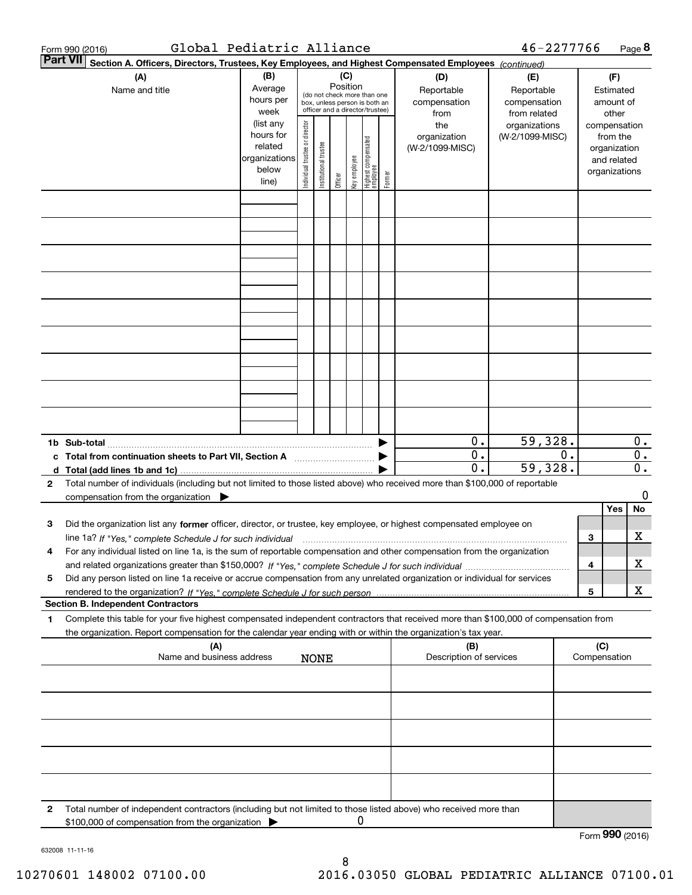Form 990 (2016) Global Pediatric Alliance 46-2277766 Page **8**

**Part VII** **Section A. Officers, Directors, Trustees, Key Employees, and Highest Compensated Employees** *(continued)*

| (A) Name and title | (B) Average hours per week (list any hours for related organizations below line) | (C) Position (do not check more than one box, unless person is both an officer and a director/trustee): Individual trustee or director | Institutional trustee | Officer | Key employee | Highest compensated employee | Former | (D) Reportable compensation from the organization (W-2/1099-MISC) | (E) Reportable compensation from related organizations (W-2/1099-MISC) | (F) Estimated amount of other compensation from the organization and related organizations |
|---|---|---|---|---|---|---|---|---|---|---|
| | | | | | | | | | | |
| | | | | | | | | | | |
| | | | | | | | | | | |
| | | | | | | | | | | |
| | | | | | | | | | | |
| | | | | | | | | | | |
| | | | | | | | | | | |
| | | | | | | | | | | |
| | | | | | | | | | | |
| **1b Sub-total** | | | | | | | ▶ | 0. | 59,328. | 0. |
| **c Total from continuation sheets to Part VII, Section A** | | | | | | | ▶ | 0. | 0. | 0. |
| **d Total (add lines 1b and 1c)** | | | | | | | ▶ | 0. | 59,328. | 0. |

**2** Total number of individuals (including but not limited to those listed above) who received more than $100,000 of reportable compensation from the organization ▶ 0

| | | | Yes | No |
|---|---|---|---|---|
| **3** | Did the organization list any **former** officer, director, or trustee, key employee, or highest compensated employee on line 1a? *If "Yes," complete Schedule J for such individual* | 3 | | X |
| **4** | For any individual listed on line 1a, is the sum of reportable compensation and other compensation from the organization and related organizations greater than $150,000? *If "Yes," complete Schedule J for such individual* | 4 | | X |
| **5** | Did any person listed on line 1a receive or accrue compensation from any unrelated organization or individual for services rendered to the organization? *If "Yes," complete Schedule J for such person* | 5 | | X |

**Section B. Independent Contractors**

**1** Complete this table for your five highest compensated independent contractors that received more than $100,000 of compensation from the organization. Report compensation for the calendar year ending with or within the organization's tax year.

| (A) Name and business address NONE | (B) Description of services | (C) Compensation |
|---|---|---|
| | | |
| | | |
| | | |
| | | |
| | | |

**2** Total number of independent contractors (including but not limited to those listed above) who received more than $100,000 of compensation from the organization ▶ 0

Form **990** (2016)

632008 11-11-16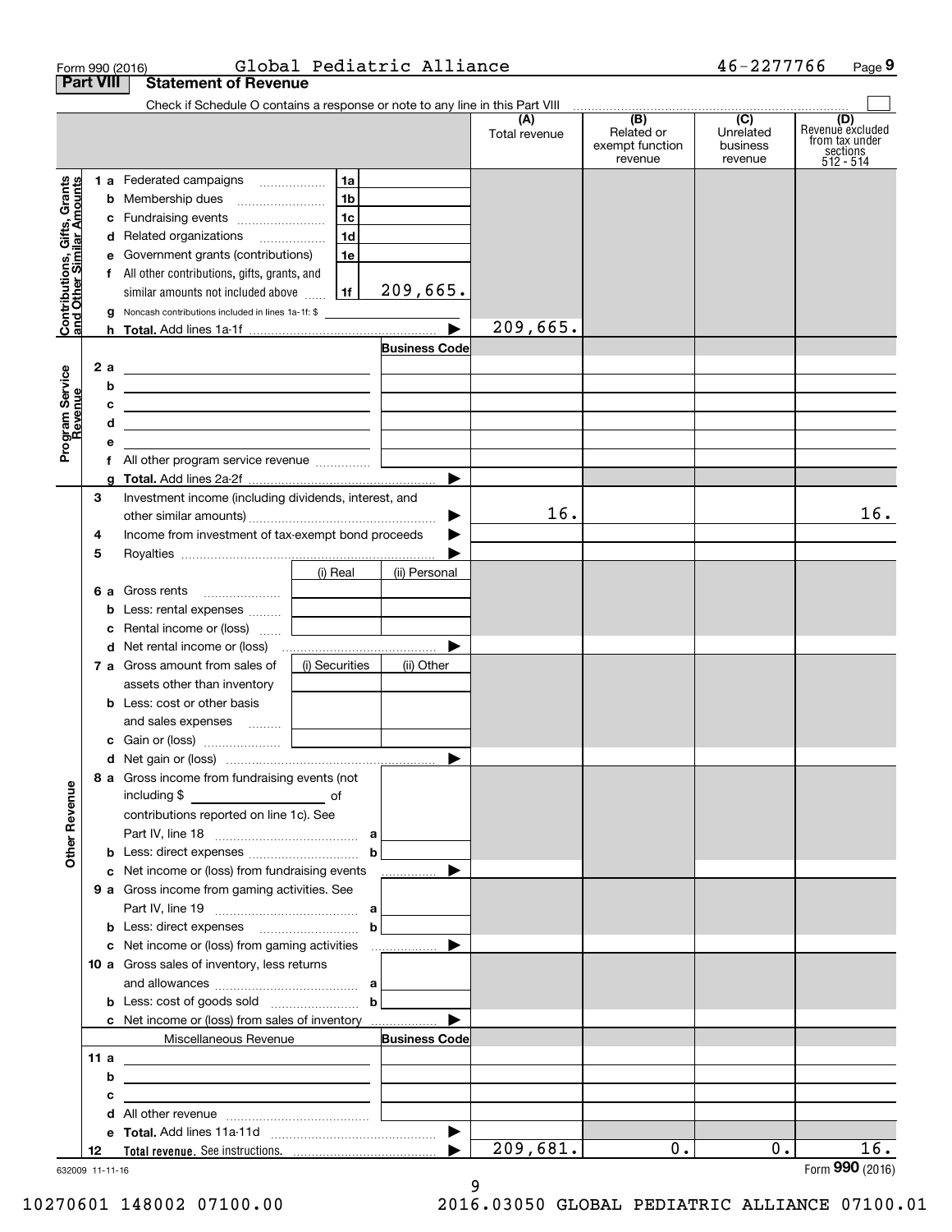Form 990 (2016) Global Pediatric Alliance 46-2277766

## Part VIII Statement of Revenue

Check if Schedule O contains a response or note to any line in this Part VIII

| | | | (A) Total revenue | (B) Related or exempt function revenue | (C) Unrelated business revenue | (D) Revenue excluded from tax under sections 512 - 514 |
|---|---|---|---|---|---|---|
| **Contributions, Gifts, Grants and Other Similar Amounts** | | | | | | |
| 1 a Federated campaigns | 1a | | | | | |
| b Membership dues | 1b | | | | | |
| c Fundraising events | 1c | | | | | |
| d Related organizations | 1d | | | | | |
| e Government grants (contributions) | 1e | | | | | |
| f All other contributions, gifts, grants, and similar amounts not included above | 1f | 209,665. | | | | |
| g Noncash contributions included in lines 1a-1f: $ | | | | | | |
| h Total. Add lines 1a-1f | | | 209,665. | | | |
| **Program Service Revenue** | | Business Code | | | | |
| 2 a | | | | | | |
| b | | | | | | |
| c | | | | | | |
| d | | | | | | |
| e | | | | | | |
| f All other program service revenue | | | | | | |
| g Total. Add lines 2a-2f | | | | | | |
| 3 Investment income (including dividends, interest, and other similar amounts) | | | 16. | | | 16. |
| 4 Income from investment of tax-exempt bond proceeds | | | | | | |
| 5 Royalties | | | | | | |
| | (i) Real | (ii) Personal | | | | |
| 6 a Gross rents | | | | | | |
| b Less: rental expenses | | | | | | |
| c Rental income or (loss) | | | | | | |
| d Net rental income or (loss) | | | | | | |
| | (i) Securities | (ii) Other | | | | |
| 7 a Gross amount from sales of assets other than inventory | | | | | | |
| b Less: cost or other basis and sales expenses | | | | | | |
| c Gain or (loss) | | | | | | |
| d Net gain or (loss) | | | | | | |
| **Other Revenue** | | | | | | |
| 8 a Gross income from fundraising events (not including $ of contributions reported on line 1c). See Part IV, line 18 | a | | | | | |
| b Less: direct expenses | b | | | | | |
| c Net income or (loss) from fundraising events | | | | | | |
| 9 a Gross income from gaming activities. See Part IV, line 19 | a | | | | | |
| b Less: direct expenses | b | | | | | |
| c Net income or (loss) from gaming activities | | | | | | |
| 10 a Gross sales of inventory, less returns and allowances | a | | | | | |
| b Less: cost of goods sold | b | | | | | |
| c Net income or (loss) from sales of inventory | | | | | | |
| Miscellaneous Revenue | | Business Code | | | | |
| 11 a | | | | | | |
| b | | | | | | |
| c | | | | | | |
| d All other revenue | | | | | | |
| e Total. Add lines 11a-11d | | | | | | |
| 12 Total revenue. See instructions. | | | 209,681. | 0. | 0. | 16. |

632009 11-11-16

Form 990 (2016)

10270601 148002 07100.00 2016.03050 GLOBAL PEDIATRIC ALLIANCE 07100.01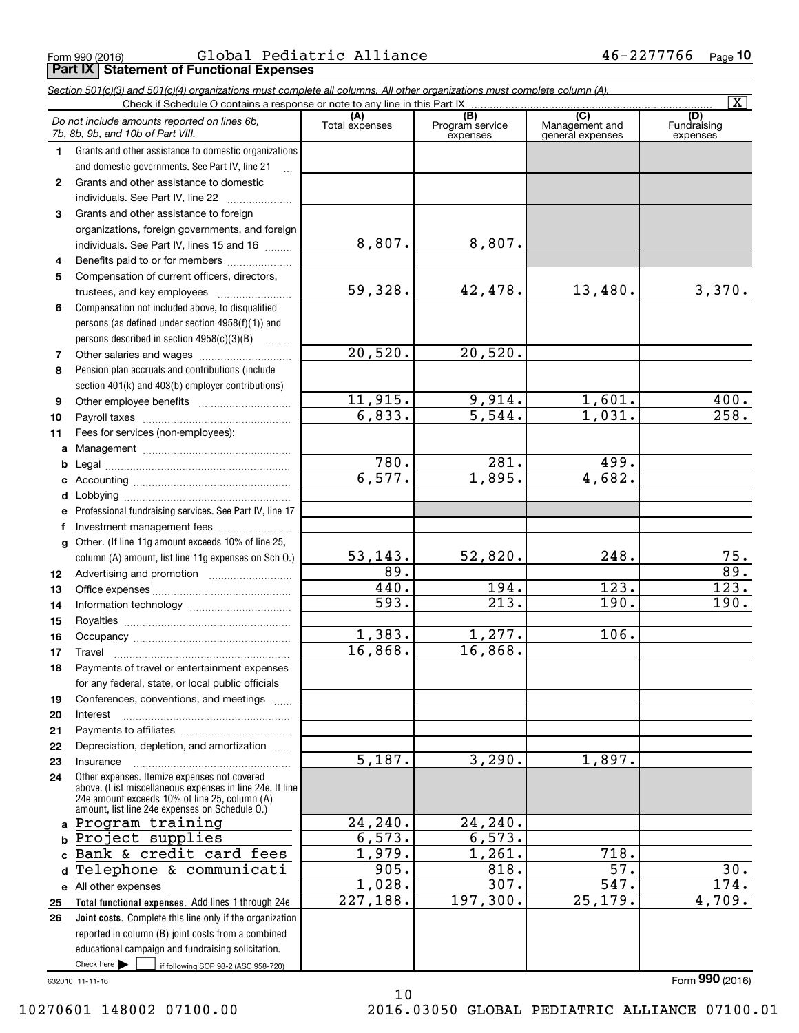Form 990 (2016) Global Pediatric Alliance 46-2277766 Page 10

## Part IX Statement of Functional Expenses

*Section 501(c)(3) and 501(c)(4) organizations must complete all columns. All other organizations must complete column (A).*

Check if Schedule O contains a response or note to any line in this Part IX ..... [X]

| | *Do not include amounts reported on lines 6b, 7b, 8b, 9b, and 10b of Part VIII.* | (A) Total expenses | (B) Program service expenses | (C) Management and general expenses | (D) Fundraising expenses |
|---|---|---|---|---|---|
| 1 | Grants and other assistance to domestic organizations and domestic governments. See Part IV, line 21 | | | | |
| 2 | Grants and other assistance to domestic individuals. See Part IV, line 22 | | | | |
| 3 | Grants and other assistance to foreign organizations, foreign governments, and foreign individuals. See Part IV, lines 15 and 16 | 8,807. | 8,807. | | |
| 4 | Benefits paid to or for members | | | | |
| 5 | Compensation of current officers, directors, trustees, and key employees | 59,328. | 42,478. | 13,480. | 3,370. |
| 6 | Compensation not included above, to disqualified persons (as defined under section 4958(f)(1)) and persons described in section 4958(c)(3)(B) | | | | |
| 7 | Other salaries and wages | 20,520. | 20,520. | | |
| 8 | Pension plan accruals and contributions (include section 401(k) and 403(b) employer contributions) | | | | |
| 9 | Other employee benefits | 11,915. | 9,914. | 1,601. | 400. |
| 10 | Payroll taxes | 6,833. | 5,544. | 1,031. | 258. |
| 11 | Fees for services (non-employees): | | | | |
| a | Management | | | | |
| b | Legal | 780. | 281. | 499. | |
| c | Accounting | 6,577. | 1,895. | 4,682. | |
| d | Lobbying | | | | |
| e | Professional fundraising services. See Part IV, line 17 | | | | |
| f | Investment management fees | | | | |
| g | Other. (If line 11g amount exceeds 10% of line 25, column (A) amount, list line 11g expenses on Sch O.) | 53,143. | 52,820. | 248. | 75. |
| 12 | Advertising and promotion | 89. | | | 89. |
| 13 | Office expenses | 440. | 194. | 123. | 123. |
| 14 | Information technology | 593. | 213. | 190. | 190. |
| 15 | Royalties | | | | |
| 16 | Occupancy | 1,383. | 1,277. | 106. | |
| 17 | Travel | 16,868. | 16,868. | | |
| 18 | Payments of travel or entertainment expenses for any federal, state, or local public officials | | | | |
| 19 | Conferences, conventions, and meetings | | | | |
| 20 | Interest | | | | |
| 21 | Payments to affiliates | | | | |
| 22 | Depreciation, depletion, and amortization | | | | |
| 23 | Insurance | 5,187. | 3,290. | 1,897. | |
| 24 | Other expenses. Itemize expenses not covered above. (List miscellaneous expenses in line 24e. If line 24e amount exceeds 10% of line 25, column (A) amount, list line 24e expenses on Schedule O.) | | | | |
| a | Program training | 24,240. | 24,240. | | |
| b | Project supplies | 6,573. | 6,573. | | |
| c | Bank & credit card fees | 1,979. | 1,261. | 718. | |
| d | Telephone & communicati | 905. | 818. | 57. | 30. |
| e | All other expenses | 1,028. | 307. | 547. | 174. |
| 25 | **Total functional expenses.** Add lines 1 through 24e | 227,188. | 197,300. | 25,179. | 4,709. |
| 26 | **Joint costs.** Complete this line only if the organization reported in column (B) joint costs from a combined educational campaign and fundraising solicitation. Check here [ ] if following SOP 98-2 (ASC 958-720) | | | | |

632010 11-11-16

Form **990** (2016)

10270601 148002 07100.00 2016.03050 GLOBAL PEDIATRIC ALLIANCE 07100.01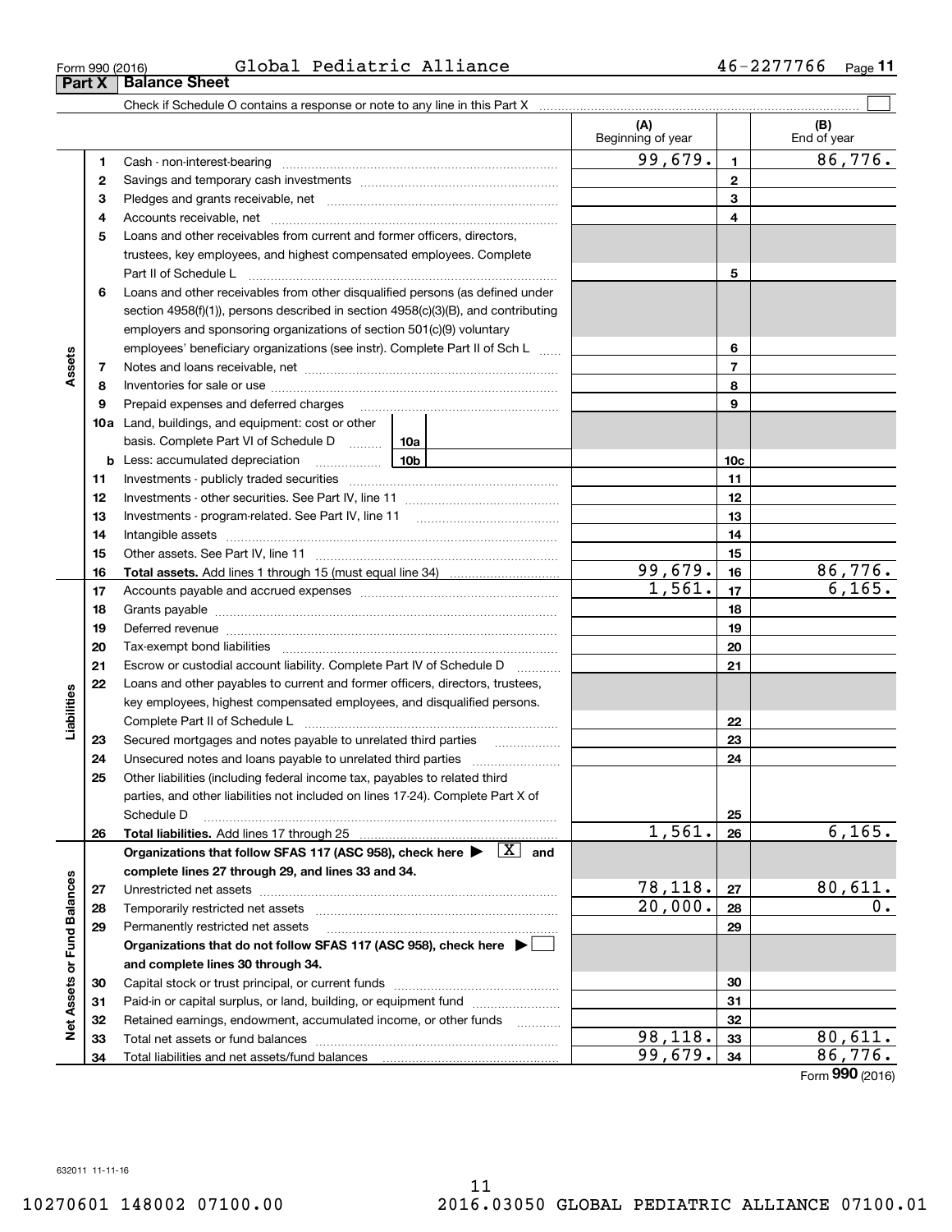Form 990 (2016) Global Pediatric Alliance 46-2277766

## Part X Balance Sheet

Check if Schedule O contains a response or note to any line in this Part X ☐

| | | | (A) Beginning of year | | (B) End of year |
|---|---|---|---|---|---|
| Assets | 1 | Cash - non-interest-bearing | 99,679. | 1 | 86,776. |
| | 2 | Savings and temporary cash investments | | 2 | |
| | 3 | Pledges and grants receivable, net | | 3 | |
| | 4 | Accounts receivable, net | | 4 | |
| | 5 | Loans and other receivables from current and former officers, directors, trustees, key employees, and highest compensated employees. Complete Part II of Schedule L | | 5 | |
| | 6 | Loans and other receivables from other disqualified persons (as defined under section 4958(f)(1)), persons described in section 4958(c)(3)(B), and contributing employers and sponsoring organizations of section 501(c)(9) voluntary employees' beneficiary organizations (see instr). Complete Part II of Sch L | | 6 | |
| | 7 | Notes and loans receivable, net | | 7 | |
| | 8 | Inventories for sale or use | | 8 | |
| | 9 | Prepaid expenses and deferred charges | | 9 | |
| | 10a | Land, buildings, and equipment: cost or other basis. Complete Part VI of Schedule D — 10a | | | |
| | b | Less: accumulated depreciation — 10b | | 10c | |
| | 11 | Investments - publicly traded securities | | 11 | |
| | 12 | Investments - other securities. See Part IV, line 11 | | 12 | |
| | 13 | Investments - program-related. See Part IV, line 11 | | 13 | |
| | 14 | Intangible assets | | 14 | |
| | 15 | Other assets. See Part IV, line 11 | | 15 | |
| | 16 | **Total assets.** Add lines 1 through 15 (must equal line 34) | 99,679. | 16 | 86,776. |
| Liabilities | 17 | Accounts payable and accrued expenses | 1,561. | 17 | 6,165. |
| | 18 | Grants payable | | 18 | |
| | 19 | Deferred revenue | | 19 | |
| | 20 | Tax-exempt bond liabilities | | 20 | |
| | 21 | Escrow or custodial account liability. Complete Part IV of Schedule D | | 21 | |
| | 22 | Loans and other payables to current and former officers, directors, trustees, key employees, highest compensated employees, and disqualified persons. Complete Part II of Schedule L | | 22 | |
| | 23 | Secured mortgages and notes payable to unrelated third parties | | 23 | |
| | 24 | Unsecured notes and loans payable to unrelated third parties | | 24 | |
| | 25 | Other liabilities (including federal income tax, payables to related third parties, and other liabilities not included on lines 17-24). Complete Part X of Schedule D | | 25 | |
| | 26 | **Total liabilities.** Add lines 17 through 25 | 1,561. | 26 | 6,165. |
| Net Assets or Fund Balances | | **Organizations that follow SFAS 117 (ASC 958), check here ▶ [X] and complete lines 27 through 29, and lines 33 and 34.** | | | |
| | 27 | Unrestricted net assets | 78,118. | 27 | 80,611. |
| | 28 | Temporarily restricted net assets | 20,000. | 28 | 0. |
| | 29 | Permanently restricted net assets | | 29 | |
| | | **Organizations that do not follow SFAS 117 (ASC 958), check here ▶ ☐ and complete lines 30 through 34.** | | | |
| | 30 | Capital stock or trust principal, or current funds | | 30 | |
| | 31 | Paid-in or capital surplus, or land, building, or equipment fund | | 31 | |
| | 32 | Retained earnings, endowment, accumulated income, or other funds | | 32 | |
| | 33 | Total net assets or fund balances | 98,118. | 33 | 80,611. |
| | 34 | Total liabilities and net assets/fund balances | 99,679. | 34 | 86,776. |

Form **990** (2016)

632011 11-11-16

10270601 148002 07100.00 2016.03050 GLOBAL PEDIATRIC ALLIANCE 07100.01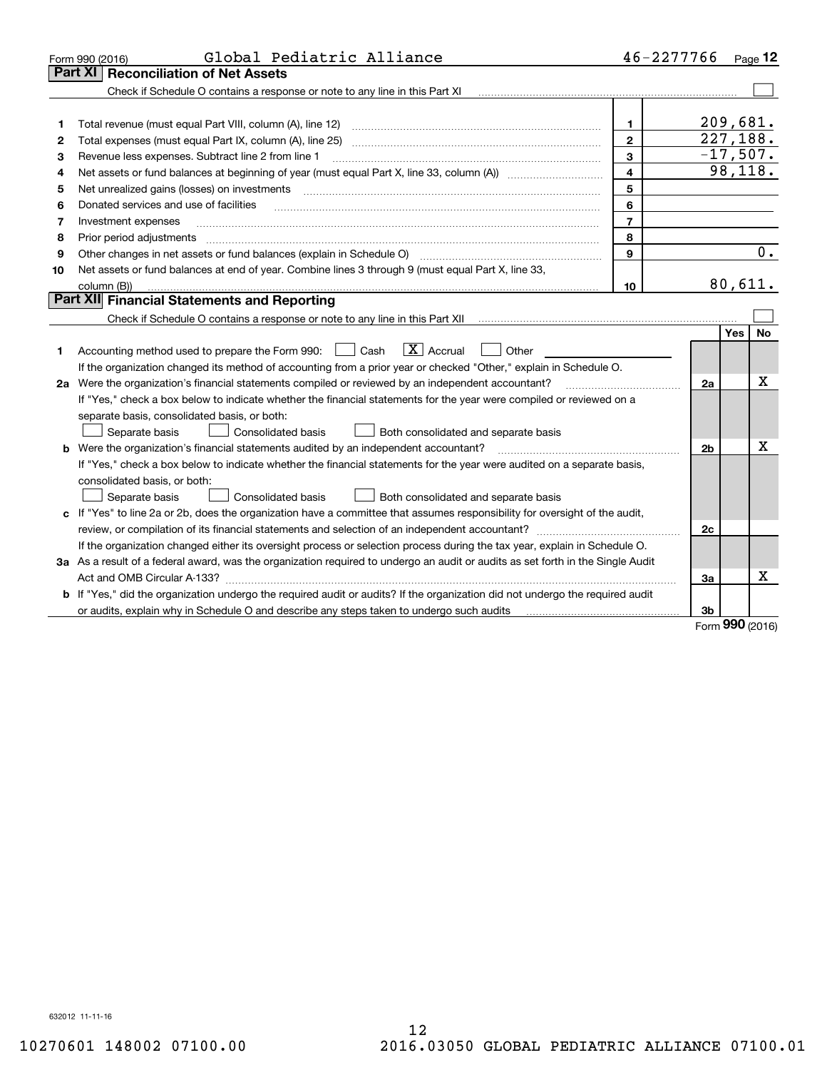Form 990 (2016) Global Pediatric Alliance 46-2277766 Page **12**

## Part XI Reconciliation of Net Assets

Check if Schedule O contains a response or note to any line in this Part XI ☐

| | | | |
|---|---|---|---|
| 1 | Total revenue (must equal Part VIII, column (A), line 12) | 1 | 209,681. |
| 2 | Total expenses (must equal Part IX, column (A), line 25) | 2 | 227,188. |
| 3 | Revenue less expenses. Subtract line 2 from line 1 | 3 | -17,507. |
| 4 | Net assets or fund balances at beginning of year (must equal Part X, line 33, column (A)) | 4 | 98,118. |
| 5 | Net unrealized gains (losses) on investments | 5 | |
| 6 | Donated services and use of facilities | 6 | |
| 7 | Investment expenses | 7 | |
| 8 | Prior period adjustments | 8 | |
| 9 | Other changes in net assets or fund balances (explain in Schedule O) | 9 | 0. |
| 10 | Net assets or fund balances at end of year. Combine lines 3 through 9 (must equal Part X, line 33, column (B)) | 10 | 80,611. |

## Part XII Financial Statements and Reporting

Check if Schedule O contains a response or note to any line in this Part XII ☐

| | | | Yes | No |
|---|---|---|---|---|
| 1 | Accounting method used to prepare the Form 990: ☐ Cash ☒ Accrual ☐ Other<br>If the organization changed its method of accounting from a prior year or checked "Other," explain in Schedule O. | | | |
| 2a | Were the organization's financial statements compiled or reviewed by an independent accountant?<br>If "Yes," check a box below to indicate whether the financial statements for the year were compiled or reviewed on a separate basis, consolidated basis, or both:<br>☐ Separate basis ☐ Consolidated basis ☐ Both consolidated and separate basis | 2a | | X |
| b | Were the organization's financial statements audited by an independent accountant?<br>If "Yes," check a box below to indicate whether the financial statements for the year were audited on a separate basis, consolidated basis, or both:<br>☐ Separate basis ☐ Consolidated basis ☐ Both consolidated and separate basis | 2b | | X |
| c | If "Yes" to line 2a or 2b, does the organization have a committee that assumes responsibility for oversight of the audit, review, or compilation of its financial statements and selection of an independent accountant?<br>If the organization changed either its oversight process or selection process during the tax year, explain in Schedule O. | 2c | | |
| 3a | As a result of a federal award, was the organization required to undergo an audit or audits as set forth in the Single Audit Act and OMB Circular A-133? | 3a | | X |
| b | If "Yes," did the organization undergo the required audit or audits? If the organization did not undergo the required audit or audits, explain why in Schedule O and describe any steps taken to undergo such audits | 3b | | |

Form **990** (2016)

632012 11-11-16

10270601 148002 07100.00 2016.03050 GLOBAL PEDIATRIC ALLIANCE 07100.01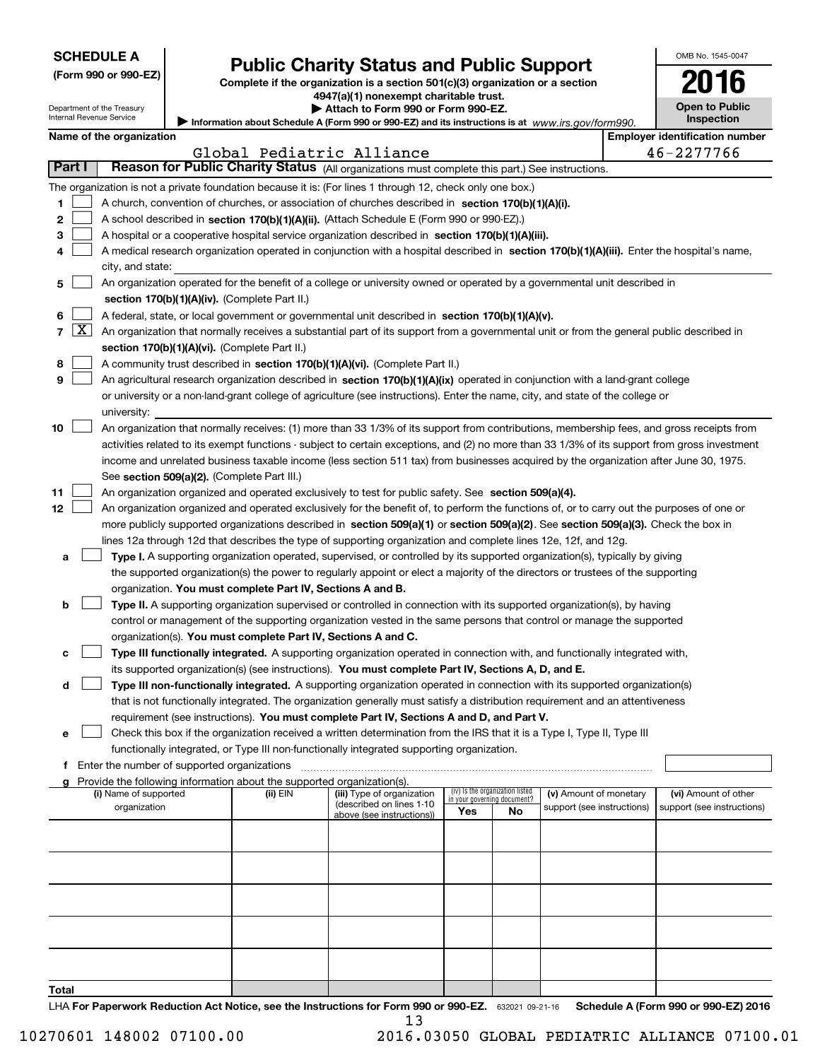**SCHEDULE A**
**(Form 990 or 990-EZ)**

Department of the Treasury
Internal Revenue Service

# Public Charity Status and Public Support

**Complete if the organization is a section 501(c)(3) organization or a section 4947(a)(1) nonexempt charitable trust.**
**▶ Attach to Form 990 or Form 990-EZ.**
▶ Information about Schedule A (Form 990 or 990-EZ) and its instructions is at *www.irs.gov/form990.*

OMB No. 1545-0047
**2016**
**Open to Public Inspection**

**Name of the organization:** Global Pediatric Alliance
**Employer identification number:** 46-2277766

## Part I Reason for Public Charity Status (All organizations must complete this part.) See instructions.

The organization is not a private foundation because it is: (For lines 1 through 12, check only one box.)

1. [ ] A church, convention of churches, or association of churches described in **section 170(b)(1)(A)(i).**
2. [ ] A school described in **section 170(b)(1)(A)(ii).** (Attach Schedule E (Form 990 or 990-EZ).)
3. [ ] A hospital or a cooperative hospital service organization described in **section 170(b)(1)(A)(iii).**
4. [ ] A medical research organization operated in conjunction with a hospital described in **section 170(b)(1)(A)(iii).** Enter the hospital's name, city, and state:
5. [ ] An organization operated for the benefit of a college or university owned or operated by a governmental unit described in **section 170(b)(1)(A)(iv).** (Complete Part II.)
6. [ ] A federal, state, or local government or governmental unit described in **section 170(b)(1)(A)(v).**
7. [X] An organization that normally receives a substantial part of its support from a governmental unit or from the general public described in **section 170(b)(1)(A)(vi).** (Complete Part II.)
8. [ ] A community trust described in **section 170(b)(1)(A)(vi).** (Complete Part II.)
9. [ ] An agricultural research organization described in **section 170(b)(1)(A)(ix)** operated in conjunction with a land-grant college or university or a non-land-grant college of agriculture (see instructions). Enter the name, city, and state of the college or university:
10. [ ] An organization that normally receives: (1) more than 33 1/3% of its support from contributions, membership fees, and gross receipts from activities related to its exempt functions - subject to certain exceptions, and (2) no more than 33 1/3% of its support from gross investment income and unrelated business taxable income (less section 511 tax) from businesses acquired by the organization after June 30, 1975. See **section 509(a)(2).** (Complete Part III.)
11. [ ] An organization organized and operated exclusively to test for public safety. See **section 509(a)(4).**
12. [ ] An organization organized and operated exclusively for the benefit of, to perform the functions of, or to carry out the purposes of one or more publicly supported organizations described in **section 509(a)(1)** or **section 509(a)(2)**. See **section 509(a)(3).** Check the box in lines 12a through 12d that describes the type of supporting organization and complete lines 12e, 12f, and 12g.
   - a [ ] **Type I.** A supporting organization operated, supervised, or controlled by its supported organization(s), typically by giving the supported organization(s) the power to regularly appoint or elect a majority of the directors or trustees of the supporting organization. **You must complete Part IV, Sections A and B.**
   - b [ ] **Type II.** A supporting organization supervised or controlled in connection with its supported organization(s), by having control or management of the supporting organization vested in the same persons that control or manage the supported organization(s). **You must complete Part IV, Sections A and C.**
   - c [ ] **Type III functionally integrated.** A supporting organization operated in connection with, and functionally integrated with, its supported organization(s) (see instructions). **You must complete Part IV, Sections A, D, and E.**
   - d [ ] **Type III non-functionally integrated.** A supporting organization operated in connection with its supported organization(s) that is not functionally integrated. The organization generally must satisfy a distribution requirement and an attentiveness requirement (see instructions). **You must complete Part IV, Sections A and D, and Part V.**
   - e [ ] Check this box if the organization received a written determination from the IRS that it is a Type I, Type II, Type III functionally integrated, or Type III non-functionally integrated supporting organization.
   - f Enter the number of supported organizations
   - g Provide the following information about the supported organization(s).

| (i) Name of supported organization | (ii) EIN | (iii) Type of organization (described on lines 1-10 above (see instructions)) | (iv) Is the organization listed in your governing document? Yes | No | (v) Amount of monetary support (see instructions) | (vi) Amount of other support (see instructions) |
|---|---|---|---|---|---|---|
| | | | | | | |
| | | | | | | |
| | | | | | | |
| | | | | | | |
| | | | | | | |
| **Total** | | | | | | |

LHA **For Paperwork Reduction Act Notice, see the Instructions for Form 990 or 990-EZ.** 632021 09-21-16 **Schedule A (Form 990 or 990-EZ) 2016**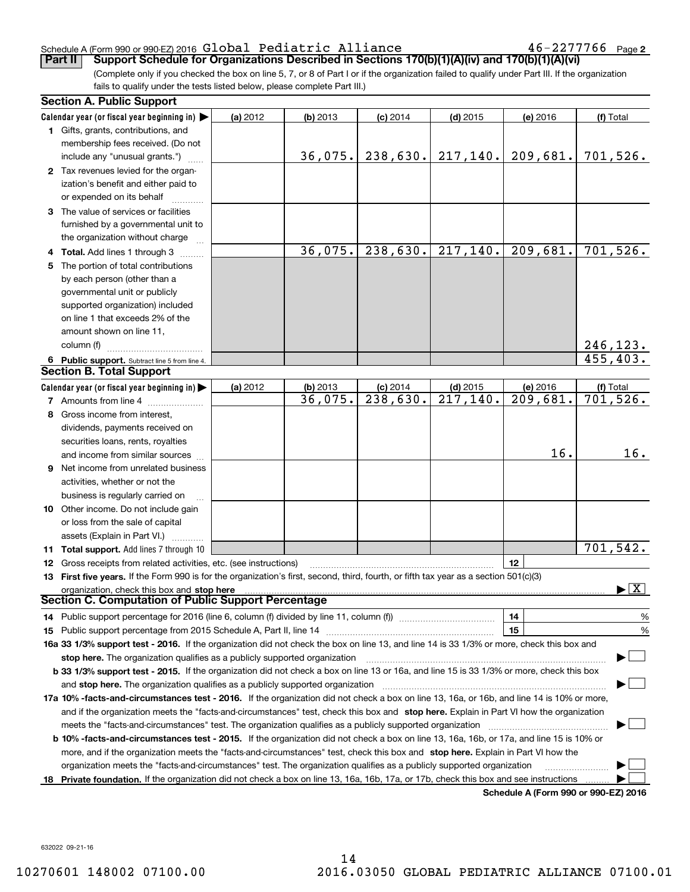Schedule A (Form 990 or 990-EZ) 2016 Global Pediatric Alliance 46-2277766 Page 2

**Part II** **Support Schedule for Organizations Described in Sections 170(b)(1)(A)(iv) and 170(b)(1)(A)(vi)**

(Complete only if you checked the box on line 5, 7, or 8 of Part I or if the organization failed to qualify under Part III. If the organization fails to qualify under the tests listed below, please complete Part III.)

**Section A. Public Support**

| Calendar year (or fiscal year beginning in) ▶ | (a) 2012 | (b) 2013 | (c) 2014 | (d) 2015 | (e) 2016 | (f) Total |
|---|---|---|---|---|---|---|
| **1** Gifts, grants, contributions, and membership fees received. (Do not include any "unusual grants.") | | 36,075. | 238,630. | 217,140. | 209,681. | 701,526. |
| **2** Tax revenues levied for the organization's benefit and either paid to or expended on its behalf | | | | | | |
| **3** The value of services or facilities furnished by a governmental unit to the organization without charge | | | | | | |
| **4 Total.** Add lines 1 through 3 | | 36,075. | 238,630. | 217,140. | 209,681. | 701,526. |
| **5** The portion of total contributions by each person (other than a governmental unit or publicly supported organization) included on line 1 that exceeds 2% of the amount shown on line 11, column (f) | | | | | | 246,123. |
| **6 Public support.** Subtract line 5 from line 4. | | | | | | 455,403. |

**Section B. Total Support**

| Calendar year (or fiscal year beginning in) ▶ | (a) 2012 | (b) 2013 | (c) 2014 | (d) 2015 | (e) 2016 | (f) Total |
|---|---|---|---|---|---|---|
| **7** Amounts from line 4 | | 36,075. | 238,630. | 217,140. | 209,681. | 701,526. |
| **8** Gross income from interest, dividends, payments received on securities loans, rents, royalties and income from similar sources | | | | | 16. | 16. |
| **9** Net income from unrelated business activities, whether or not the business is regularly carried on | | | | | | |
| **10** Other income. Do not include gain or loss from the sale of capital assets (Explain in Part VI.) | | | | | | |
| **11 Total support.** Add lines 7 through 10 | | | | | | 701,542. |

**12** Gross receipts from related activities, etc. (see instructions) | **12** |

**13 First five years.** If the Form 990 is for the organization's first, second, third, fourth, or fifth tax year as a section 501(c)(3) organization, check this box and **stop here** ▶ [X]

**Section C. Computation of Public Support Percentage**

**14** Public support percentage for 2016 (line 6, column (f) divided by line 11, column (f)) | **14** | %

**15** Public support percentage from 2015 Schedule A, Part II, line 14 | **15** | %

**16a 33 1/3% support test - 2016.** If the organization did not check the box on line 13, and line 14 is 33 1/3% or more, check this box and **stop here.** The organization qualifies as a publicly supported organization ▶ [ ]

**b 33 1/3% support test - 2015.** If the organization did not check a box on line 13 or 16a, and line 15 is 33 1/3% or more, check this box and **stop here.** The organization qualifies as a publicly supported organization ▶ [ ]

**17a 10% -facts-and-circumstances test - 2016.** If the organization did not check a box on line 13, 16a, or 16b, and line 14 is 10% or more, and if the organization meets the "facts-and-circumstances" test, check this box and **stop here.** Explain in Part VI how the organization meets the "facts-and-circumstances" test. The organization qualifies as a publicly supported organization ▶ [ ]

**b 10% -facts-and-circumstances test - 2015.** If the organization did not check a box on line 13, 16a, 16b, or 17a, and line 15 is 10% or more, and if the organization meets the "facts-and-circumstances" test, check this box and **stop here.** Explain in Part VI how the organization meets the "facts-and-circumstances" test. The organization qualifies as a publicly supported organization ▶ [ ]

**18 Private foundation.** If the organization did not check a box on line 13, 16a, 16b, 17a, or 17b, check this box and see instructions ▶ [ ]

**Schedule A (Form 990 or 990-EZ) 2016**

632022 09-21-16

10270601 148002 07100.00 2016.03050 GLOBAL PEDIATRIC ALLIANCE 07100.01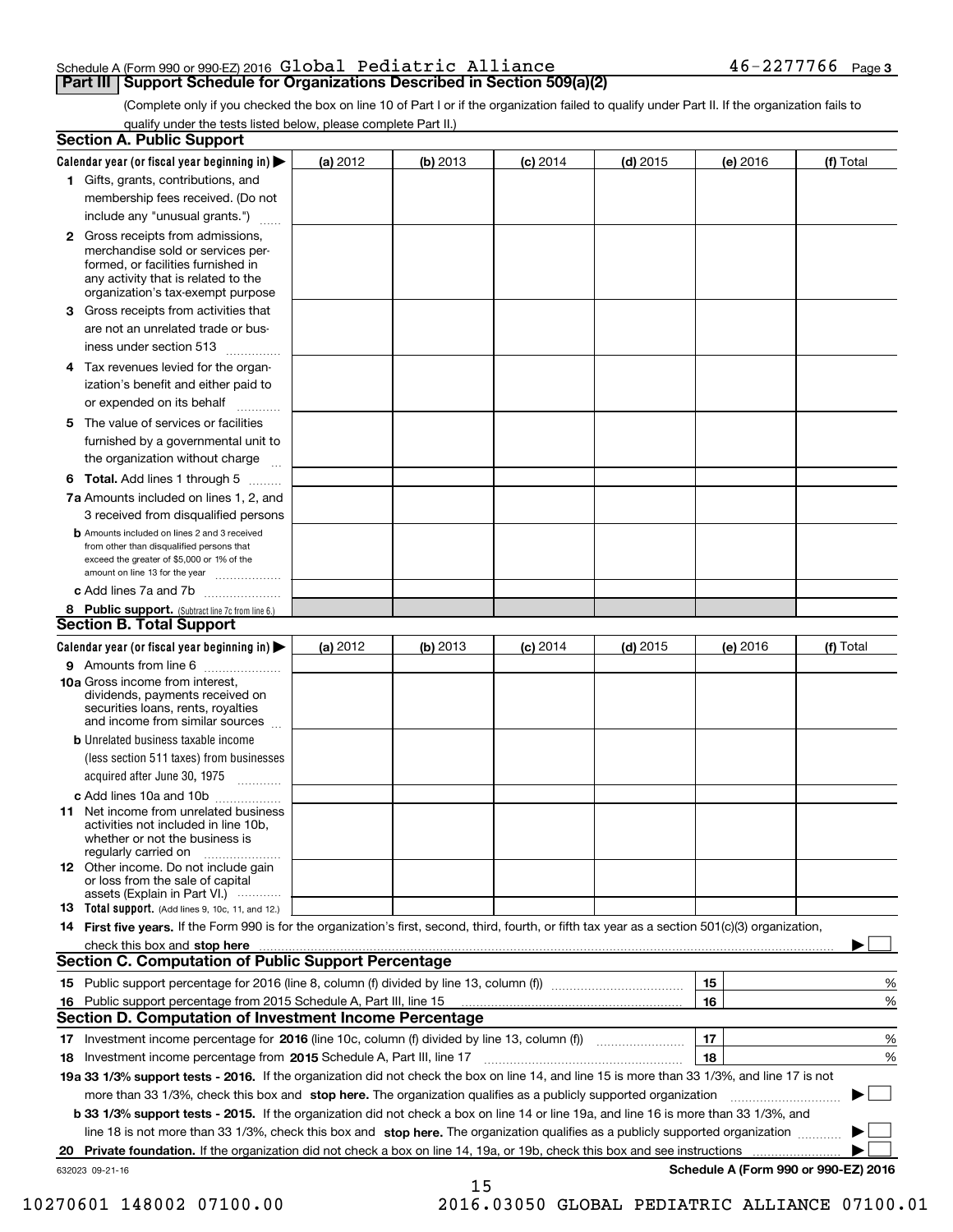Schedule A (Form 990 or 990-EZ) 2016 Global Pediatric Alliance 46-2277766 Page 3

## Part III Support Schedule for Organizations Described in Section 509(a)(2)

(Complete only if you checked the box on line 10 of Part I or if the organization failed to qualify under Part II. If the organization fails to qualify under the tests listed below, please complete Part II.)

### Section A. Public Support

| Calendar year (or fiscal year beginning in) ▶ | (a) 2012 | (b) 2013 | (c) 2014 | (d) 2015 | (e) 2016 | (f) Total |
|---|---|---|---|---|---|---|
| 1 Gifts, grants, contributions, and membership fees received. (Do not include any "unusual grants.") | | | | | | |
| 2 Gross receipts from admissions, merchandise sold or services performed, or facilities furnished in any activity that is related to the organization's tax-exempt purpose | | | | | | |
| 3 Gross receipts from activities that are not an unrelated trade or business under section 513 | | | | | | |
| 4 Tax revenues levied for the organization's benefit and either paid to or expended on its behalf | | | | | | |
| 5 The value of services or facilities furnished by a governmental unit to the organization without charge | | | | | | |
| 6 Total. Add lines 1 through 5 | | | | | | |
| 7a Amounts included on lines 1, 2, and 3 received from disqualified persons | | | | | | |
| b Amounts included on lines 2 and 3 received from other than disqualified persons that exceed the greater of $5,000 or 1% of the amount on line 13 for the year | | | | | | |
| c Add lines 7a and 7b | | | | | | |
| 8 Public support. (Subtract line 7c from line 6.) | | | | | | |

### Section B. Total Support

| Calendar year (or fiscal year beginning in) ▶ | (a) 2012 | (b) 2013 | (c) 2014 | (d) 2015 | (e) 2016 | (f) Total |
|---|---|---|---|---|---|---|
| 9 Amounts from line 6 | | | | | | |
| 10a Gross income from interest, dividends, payments received on securities loans, rents, royalties and income from similar sources | | | | | | |
| b Unrelated business taxable income (less section 511 taxes) from businesses acquired after June 30, 1975 | | | | | | |
| c Add lines 10a and 10b | | | | | | |
| 11 Net income from unrelated business activities not included in line 10b, whether or not the business is regularly carried on | | | | | | |
| 12 Other income. Do not include gain or loss from the sale of capital assets (Explain in Part VI.) | | | | | | |
| 13 Total support. (Add lines 9, 10c, 11, and 12.) | | | | | | |

14 **First five years.** If the Form 990 is for the organization's first, second, third, fourth, or fifth tax year as a section 501(c)(3) organization, check this box and **stop here** ▶ ☐

### Section C. Computation of Public Support Percentage

| | | | |
|---|---|---|---|
| 15 | Public support percentage for 2016 (line 8, column (f) divided by line 13, column (f)) | 15 | % |
| 16 | Public support percentage from 2015 Schedule A, Part III, line 15 | 16 | % |

### Section D. Computation of Investment Income Percentage

| | | | |
|---|---|---|---|
| 17 | Investment income percentage for **2016** (line 10c, column (f) divided by line 13, column (f)) | 17 | % |
| 18 | Investment income percentage from **2015** Schedule A, Part III, line 17 | 18 | % |

**19a 33 1/3% support tests - 2016.** If the organization did not check the box on line 14, and line 15 is more than 33 1/3%, and line 17 is not more than 33 1/3%, check this box and **stop here.** The organization qualifies as a publicly supported organization ▶ ☐

**b 33 1/3% support tests - 2015.** If the organization did not check a box on line 14 or line 19a, and line 16 is more than 33 1/3%, and line 18 is not more than 33 1/3%, check this box and **stop here.** The organization qualifies as a publicly supported organization ▶ ☐

**20 Private foundation.** If the organization did not check a box on line 14, 19a, or 19b, check this box and see instructions ▶ ☐

632023 09-21-16 **Schedule A (Form 990 or 990-EZ) 2016**

10270601 148002 07100.00 2016.03050 GLOBAL PEDIATRIC ALLIANCE 07100.01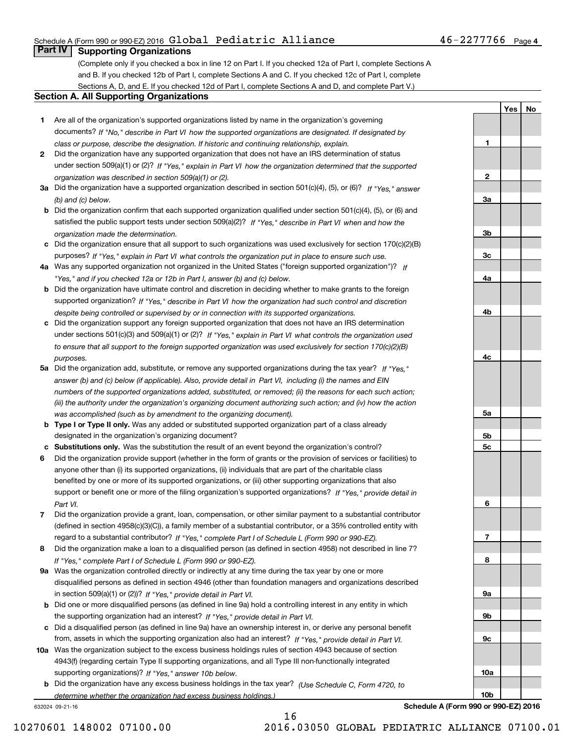Schedule A (Form 990 or 990-EZ) 2016 Global Pediatric Alliance 46-2277766 Page 4

## Part IV Supporting Organizations

(Complete only if you checked a box in line 12 on Part I. If you checked 12a of Part I, complete Sections A and B. If you checked 12b of Part I, complete Sections A and C. If you checked 12c of Part I, complete Sections A, D, and E. If you checked 12d of Part I, complete Sections A and D, and complete Part V.)

### Section A. All Supporting Organizations

| | | Line | Yes | No |
|---|---|---|---|---|
| **1** | Are all of the organization's supported organizations listed by name in the organization's governing documents? *If "No," describe in Part VI how the supported organizations are designated. If designated by class or purpose, describe the designation. If historic and continuing relationship, explain.* | 1 | | |
| **2** | Did the organization have any supported organization that does not have an IRS determination of status under section 509(a)(1) or (2)? *If "Yes," explain in Part VI how the organization determined that the supported organization was described in section 509(a)(1) or (2).* | 2 | | |
| **3a** | Did the organization have a supported organization described in section 501(c)(4), (5), or (6)? *If "Yes," answer (b) and (c) below.* | 3a | | |
| **b** | Did the organization confirm that each supported organization qualified under section 501(c)(4), (5), or (6) and satisfied the public support tests under section 509(a)(2)? *If "Yes," describe in Part VI when and how the organization made the determination.* | 3b | | |
| **c** | Did the organization ensure that all support to such organizations was used exclusively for section 170(c)(2)(B) purposes? *If "Yes," explain in Part VI what controls the organization put in place to ensure such use.* | 3c | | |
| **4a** | Was any supported organization not organized in the United States ("foreign supported organization")? *If "Yes," and if you checked 12a or 12b in Part I, answer (b) and (c) below.* | 4a | | |
| **b** | Did the organization have ultimate control and discretion in deciding whether to make grants to the foreign supported organization? *If "Yes," describe in Part VI how the organization had such control and discretion despite being controlled or supervised by or in connection with its supported organizations.* | 4b | | |
| **c** | Did the organization support any foreign supported organization that does not have an IRS determination under sections 501(c)(3) and 509(a)(1) or (2)? *If "Yes," explain in Part VI what controls the organization used to ensure that all support to the foreign supported organization was used exclusively for section 170(c)(2)(B) purposes.* | 4c | | |
| **5a** | Did the organization add, substitute, or remove any supported organizations during the tax year? *If "Yes," answer (b) and (c) below (if applicable). Also, provide detail in Part VI, including (i) the names and EIN numbers of the supported organizations added, substituted, or removed; (ii) the reasons for each such action; (iii) the authority under the organization's organizing document authorizing such action; and (iv) how the action was accomplished (such as by amendment to the organizing document).* | 5a | | |
| **b** | **Type I or Type II only.** Was any added or substituted supported organization part of a class already designated in the organization's organizing document? | 5b | | |
| **c** | **Substitutions only.** Was the substitution the result of an event beyond the organization's control? | 5c | | |
| **6** | Did the organization provide support (whether in the form of grants or the provision of services or facilities) to anyone other than (i) its supported organizations, (ii) individuals that are part of the charitable class benefited by one or more of its supported organizations, or (iii) other supporting organizations that also support or benefit one or more of the filing organization's supported organizations? *If "Yes," provide detail in Part VI.* | 6 | | |
| **7** | Did the organization provide a grant, loan, compensation, or other similar payment to a substantial contributor (defined in section 4958(c)(3)(C)), a family member of a substantial contributor, or a 35% controlled entity with regard to a substantial contributor? *If "Yes," complete Part I of Schedule L (Form 990 or 990-EZ).* | 7 | | |
| **8** | Did the organization make a loan to a disqualified person (as defined in section 4958) not described in line 7? *If "Yes," complete Part I of Schedule L (Form 990 or 990-EZ).* | 8 | | |
| **9a** | Was the organization controlled directly or indirectly at any time during the tax year by one or more disqualified persons as defined in section 4946 (other than foundation managers and organizations described in section 509(a)(1) or (2))? *If "Yes," provide detail in Part VI.* | 9a | | |
| **b** | Did one or more disqualified persons (as defined in line 9a) hold a controlling interest in any entity in which the supporting organization had an interest? *If "Yes," provide detail in Part VI.* | 9b | | |
| **c** | Did a disqualified person (as defined in line 9a) have an ownership interest in, or derive any personal benefit from, assets in which the supporting organization also had an interest? *If "Yes," provide detail in Part VI.* | 9c | | |
| **10a** | Was the organization subject to the excess business holdings rules of section 4943 because of section 4943(f) (regarding certain Type II supporting organizations, and all Type III non-functionally integrated supporting organizations)? *If "Yes," answer 10b below.* | 10a | | |
| **b** | Did the organization have any excess business holdings in the tax year? *(Use Schedule C, Form 4720, to determine whether the organization had excess business holdings.)* | 10b | | |

632024 09-21-16

**Schedule A (Form 990 or 990-EZ) 2016**

10270601 148002 07100.00 2016.03050 GLOBAL PEDIATRIC ALLIANCE 07100.01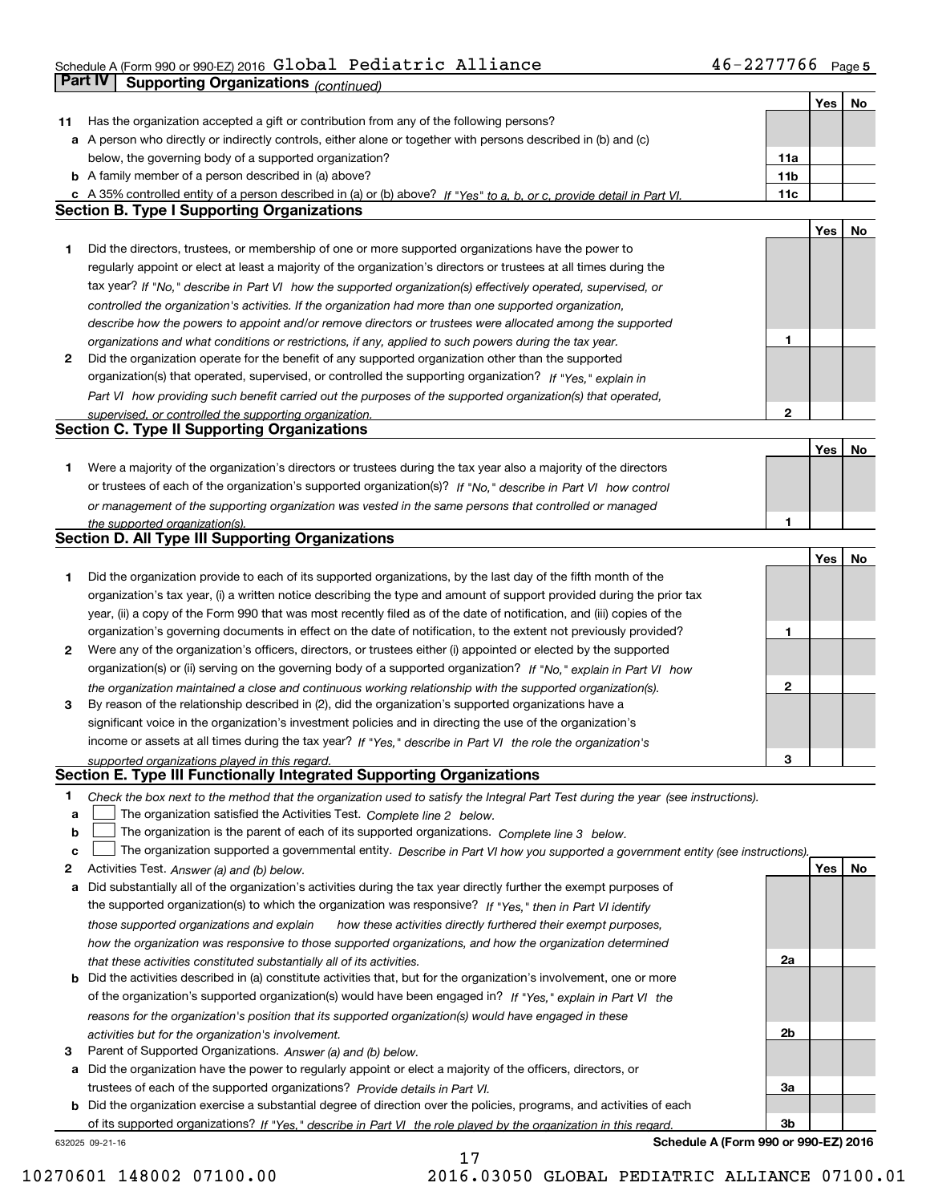Schedule A (Form 990 or 990-EZ) 2016 Global Pediatric Alliance 46-2277766 Page 5

## Part IV Supporting Organizations *(continued)*

| | | | Yes | No |
|---|---|---|---|---|
| **11** | Has the organization accepted a gift or contribution from any of the following persons? | | | |
| **a** | A person who directly or indirectly controls, either alone or together with persons described in (b) and (c) below, the governing body of a supported organization? | **11a** | | |
| **b** | A family member of a person described in (a) above? | **11b** | | |
| **c** | A 35% controlled entity of a person described in (a) or (b) above? *If "Yes" to a, b, or c, provide detail in Part VI.* | **11c** | | |

### Section B. Type I Supporting Organizations

| | | | Yes | No |
|---|---|---|---|---|
| **1** | Did the directors, trustees, or membership of one or more supported organizations have the power to regularly appoint or elect at least a majority of the organization's directors or trustees at all times during the tax year? *If "No," describe in Part VI how the supported organization(s) effectively operated, supervised, or controlled the organization's activities. If the organization had more than one supported organization, describe how the powers to appoint and/or remove directors or trustees were allocated among the supported organizations and what conditions or restrictions, if any, applied to such powers during the tax year.* | **1** | | |
| **2** | Did the organization operate for the benefit of any supported organization other than the supported organization(s) that operated, supervised, or controlled the supporting organization? *If "Yes," explain in Part VI how providing such benefit carried out the purposes of the supported organization(s) that operated, supervised, or controlled the supporting organization.* | **2** | | |

### Section C. Type II Supporting Organizations

| | | | Yes | No |
|---|---|---|---|---|
| **1** | Were a majority of the organization's directors or trustees during the tax year also a majority of the directors or trustees of each of the organization's supported organization(s)? *If "No," describe in Part VI how control or management of the supporting organization was vested in the same persons that controlled or managed the supported organization(s).* | **1** | | |

### Section D. All Type III Supporting Organizations

| | | | Yes | No |
|---|---|---|---|---|
| **1** | Did the organization provide to each of its supported organizations, by the last day of the fifth month of the organization's tax year, (i) a written notice describing the type and amount of support provided during the prior tax year, (ii) a copy of the Form 990 that was most recently filed as of the date of notification, and (iii) copies of the organization's governing documents in effect on the date of notification, to the extent not previously provided? | **1** | | |
| **2** | Were any of the organization's officers, directors, or trustees either (i) appointed or elected by the supported organization(s) or (ii) serving on the governing body of a supported organization? *If "No," explain in Part VI how the organization maintained a close and continuous working relationship with the supported organization(s).* | **2** | | |
| **3** | By reason of the relationship described in (2), did the organization's supported organizations have a significant voice in the organization's investment policies and in directing the use of the organization's income or assets at all times during the tax year? *If "Yes," describe in Part VI the role the organization's supported organizations played in this regard.* | **3** | | |

### Section E. Type III Functionally Integrated Supporting Organizations

**1** *Check the box next to the method that the organization used to satisfy the Integral Part Test during the year (see instructions).*

- **a** ☐ The organization satisfied the Activities Test. *Complete line 2 below.*
- **b** ☐ The organization is the parent of each of its supported organizations. *Complete line 3 below.*
- **c** ☐ The organization supported a governmental entity. *Describe in Part VI how you supported a government entity (see instructions).*

| | | | Yes | No |
|---|---|---|---|---|
| **2** | Activities Test. *Answer (a) and (b) below.* | | | |
| **a** | Did substantially all of the organization's activities during the tax year directly further the exempt purposes of the supported organization(s) to which the organization was responsive? *If "Yes," then in Part VI identify those supported organizations and explain how these activities directly furthered their exempt purposes, how the organization was responsive to those supported organizations, and how the organization determined that these activities constituted substantially all of its activities.* | **2a** | | |
| **b** | Did the activities described in (a) constitute activities that, but for the organization's involvement, one or more of the organization's supported organization(s) would have been engaged in? *If "Yes," explain in Part VI the reasons for the organization's position that its supported organization(s) would have engaged in these activities but for the organization's involvement.* | **2b** | | |
| **3** | Parent of Supported Organizations. *Answer (a) and (b) below.* | | | |
| **a** | Did the organization have the power to regularly appoint or elect a majority of the officers, directors, or trustees of each of the supported organizations? *Provide details in Part VI.* | **3a** | | |
| **b** | Did the organization exercise a substantial degree of direction over the policies, programs, and activities of each of its supported organizations? *If "Yes," describe in Part VI the role played by the organization in this regard.* | **3b** | | |

632025 09-21-16 **Schedule A (Form 990 or 990-EZ) 2016**

10270601 148002 07100.00 2016.03050 GLOBAL PEDIATRIC ALLIANCE 07100.01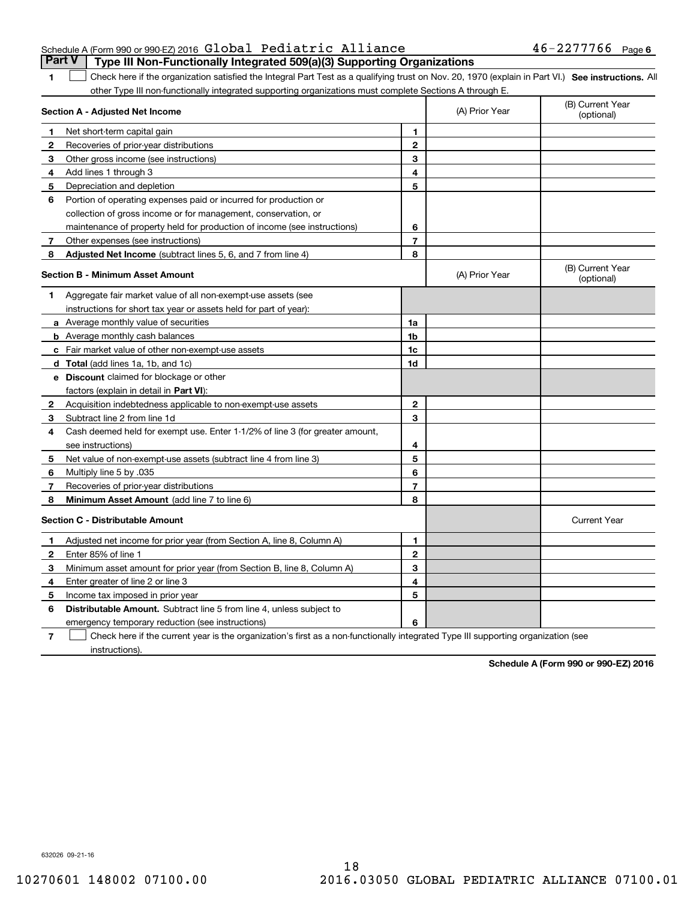Schedule A (Form 990 or 990-EZ) 2016 Global Pediatric Alliance 46-2277766 Page 6

## Part V Type III Non-Functionally Integrated 509(a)(3) Supporting Organizations

1 ☐ Check here if the organization satisfied the Integral Part Test as a qualifying trust on Nov. 20, 1970 (explain in Part VI.) **See instructions.** All other Type III non-functionally integrated supporting organizations must complete Sections A through E.

| **Section A - Adjusted Net Income** | | (A) Prior Year | (B) Current Year (optional) |
|---|---|---|---|
| **1** Net short-term capital gain | **1** | | |
| **2** Recoveries of prior-year distributions | **2** | | |
| **3** Other gross income (see instructions) | **3** | | |
| **4** Add lines 1 through 3 | **4** | | |
| **5** Depreciation and depletion | **5** | | |
| **6** Portion of operating expenses paid or incurred for production or collection of gross income or for management, conservation, or maintenance of property held for production of income (see instructions) | **6** | | |
| **7** Other expenses (see instructions) | **7** | | |
| **8** **Adjusted Net Income** (subtract lines 5, 6, and 7 from line 4) | **8** | | |

| **Section B - Minimum Asset Amount** | | (A) Prior Year | (B) Current Year (optional) |
|---|---|---|---|
| **1** Aggregate fair market value of all non-exempt-use assets (see instructions for short tax year or assets held for part of year): | | | |
| **a** Average monthly value of securities | **1a** | | |
| **b** Average monthly cash balances | **1b** | | |
| **c** Fair market value of other non-exempt-use assets | **1c** | | |
| **d** **Total** (add lines 1a, 1b, and 1c) | **1d** | | |
| **e** **Discount** claimed for blockage or other factors (explain in detail in **Part VI**): | | | |
| **2** Acquisition indebtedness applicable to non-exempt-use assets | **2** | | |
| **3** Subtract line 2 from line 1d | **3** | | |
| **4** Cash deemed held for exempt use. Enter 1-1/2% of line 3 (for greater amount, see instructions) | **4** | | |
| **5** Net value of non-exempt-use assets (subtract line 4 from line 3) | **5** | | |
| **6** Multiply line 5 by .035 | **6** | | |
| **7** Recoveries of prior-year distributions | **7** | | |
| **8** **Minimum Asset Amount** (add line 7 to line 6) | **8** | | |

| **Section C - Distributable Amount** | | | Current Year |
|---|---|---|---|
| **1** Adjusted net income for prior year (from Section A, line 8, Column A) | **1** | | |
| **2** Enter 85% of line 1 | **2** | | |
| **3** Minimum asset amount for prior year (from Section B, line 8, Column A) | **3** | | |
| **4** Enter greater of line 2 or line 3 | **4** | | |
| **5** Income tax imposed in prior year | **5** | | |
| **6** **Distributable Amount.** Subtract line 5 from line 4, unless subject to emergency temporary reduction (see instructions) | **6** | | |

7 ☐ Check here if the current year is the organization's first as a non-functionally integrated Type III supporting organization (see instructions).

**Schedule A (Form 990 or 990-EZ) 2016**

632026 09-21-16

10270601 148002 07100.00 2016.03050 GLOBAL PEDIATRIC ALLIANCE 07100.01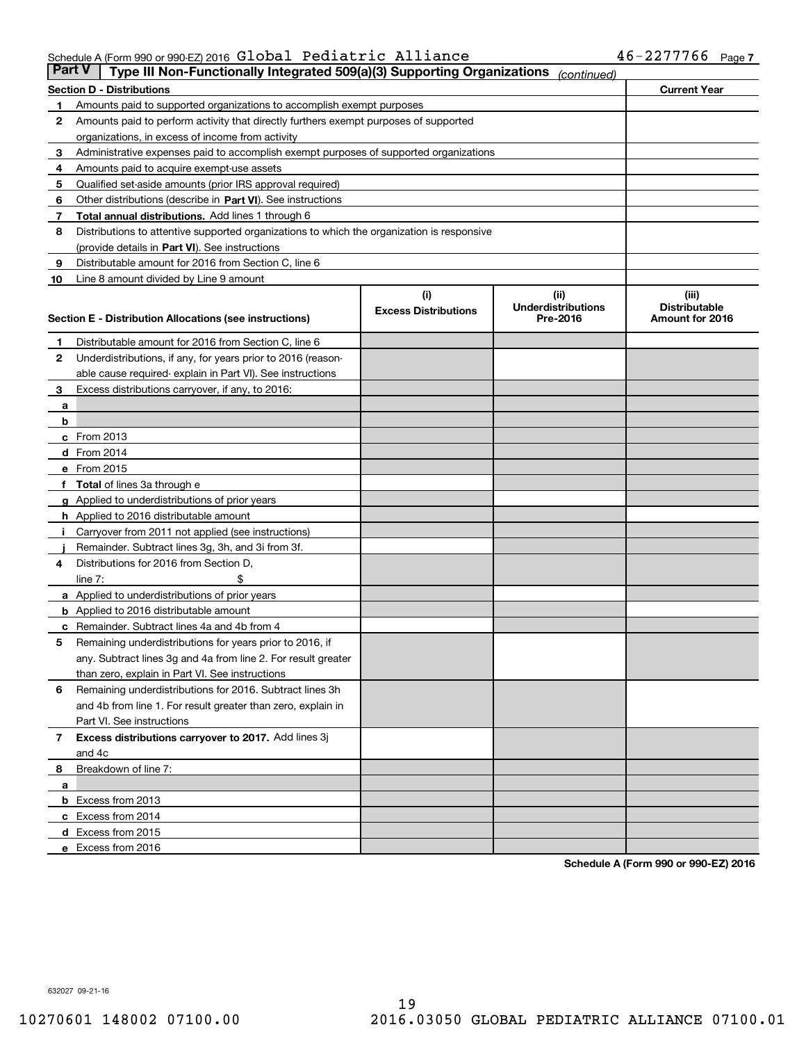Schedule A (Form 990 or 990-EZ) 2016 Global Pediatric Alliance 46-2277766 Page 7

**Part V | Type III Non-Functionally Integrated 509(a)(3) Supporting Organizations** *(continued)*

| **Section D - Distributions** | | **Current Year** |
|---|---|---|
| 1 | Amounts paid to supported organizations to accomplish exempt purposes | |
| 2 | Amounts paid to perform activity that directly furthers exempt purposes of supported organizations, in excess of income from activity | |
| 3 | Administrative expenses paid to accomplish exempt purposes of supported organizations | |
| 4 | Amounts paid to acquire exempt-use assets | |
| 5 | Qualified set-aside amounts (prior IRS approval required) | |
| 6 | Other distributions (describe in **Part VI**). See instructions | |
| 7 | **Total annual distributions.** Add lines 1 through 6 | |
| 8 | Distributions to attentive supported organizations to which the organization is responsive (provide details in **Part VI**). See instructions | |
| 9 | Distributable amount for 2016 from Section C, line 6 | |
| 10 | Line 8 amount divided by Line 9 amount | |

| **Section E - Distribution Allocations (see instructions)** | | (i) Excess Distributions | (ii) Underdistributions Pre-2016 | (iii) Distributable Amount for 2016 |
|---|---|---|---|---|
| 1 | Distributable amount for 2016 from Section C, line 6 | | | |
| 2 | Underdistributions, if any, for years prior to 2016 (reasonable cause required- explain in Part VI). See instructions | | | |
| 3 | Excess distributions carryover, if any, to 2016: | | | |
| a | | | | |
| b | | | | |
| c | From 2013 | | | |
| d | From 2014 | | | |
| e | From 2015 | | | |
| f | **Total** of lines 3a through e | | | |
| g | Applied to underdistributions of prior years | | | |
| h | Applied to 2016 distributable amount | | | |
| i | Carryover from 2011 not applied (see instructions) | | | |
| j | Remainder. Subtract lines 3g, 3h, and 3i from 3f. | | | |
| 4 | Distributions for 2016 from Section D, line 7: $ | | | |
| a | Applied to underdistributions of prior years | | | |
| b | Applied to 2016 distributable amount | | | |
| c | Remainder. Subtract lines 4a and 4b from 4 | | | |
| 5 | Remaining underdistributions for years prior to 2016, if any. Subtract lines 3g and 4a from line 2. For result greater than zero, explain in Part VI. See instructions | | | |
| 6 | Remaining underdistributions for 2016. Subtract lines 3h and 4b from line 1. For result greater than zero, explain in Part VI. See instructions | | | |
| 7 | **Excess distributions carryover to 2017.** Add lines 3j and 4c | | | |
| 8 | Breakdown of line 7: | | | |
| a | | | | |
| b | Excess from 2013 | | | |
| c | Excess from 2014 | | | |
| d | Excess from 2015 | | | |
| e | Excess from 2016 | | | |

**Schedule A (Form 990 or 990-EZ) 2016**

632027 09-21-16

10270601 148002 07100.00 2016.03050 GLOBAL PEDIATRIC ALLIANCE 07100.01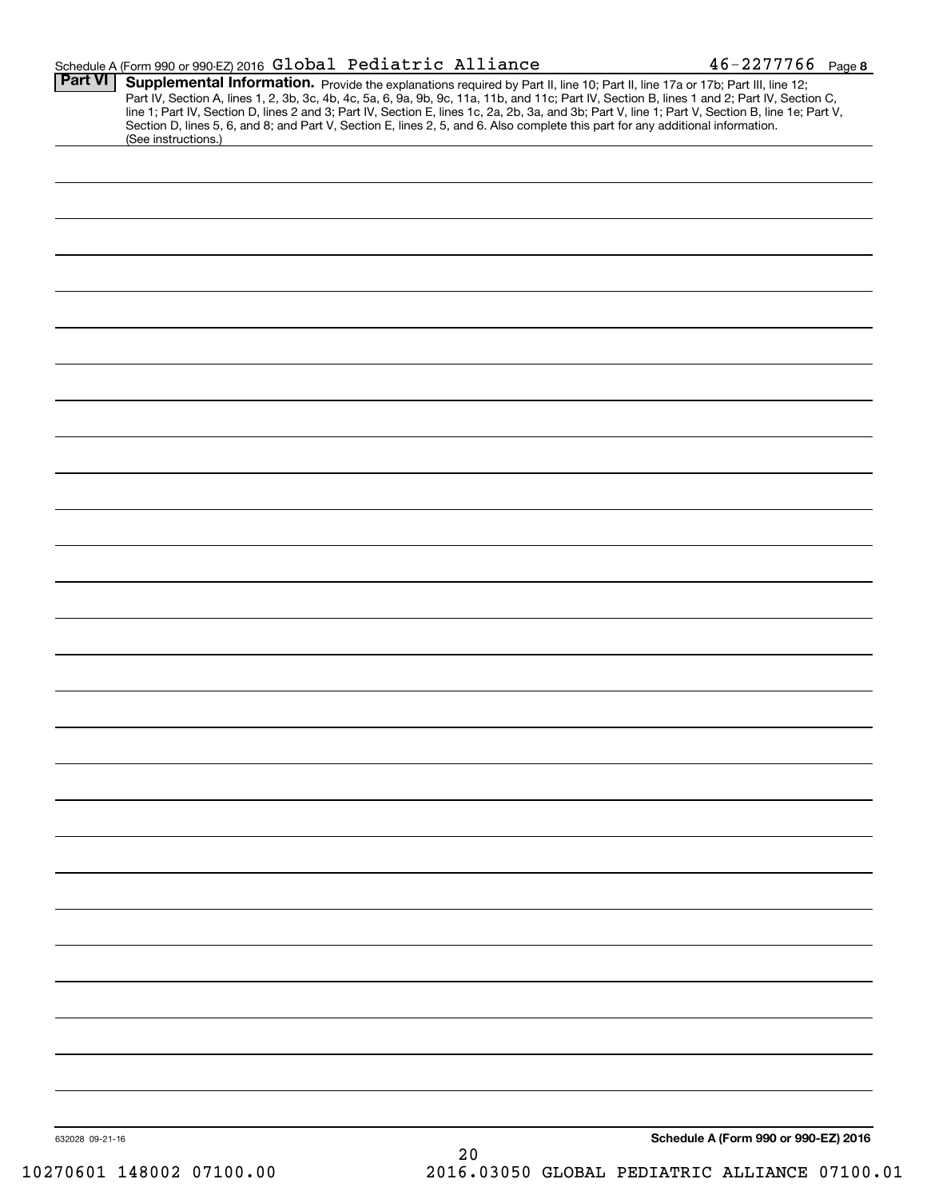Schedule A (Form 990 or 990-EZ) 2016 Global Pediatric Alliance 46-2277766 Page 8

**Part VI** **Supplemental Information.** Provide the explanations required by Part II, line 10; Part II, line 17a or 17b; Part III, line 12; Part IV, Section A, lines 1, 2, 3b, 3c, 4b, 4c, 5a, 6, 9a, 9b, 9c, 11a, 11b, and 11c; Part IV, Section B, lines 1 and 2; Part IV, Section C, line 1; Part IV, Section D, lines 2 and 3; Part IV, Section E, lines 1c, 2a, 2b, 3a, and 3b; Part V, line 1; Part V, Section B, line 1e; Part V, Section D, lines 5, 6, and 8; and Part V, Section E, lines 2, 5, and 6. Also complete this part for any additional information. (See instructions.)

632028 09-21-16

**Schedule A (Form 990 or 990-EZ) 2016**

10270601 148002 07100.00 2016.03050 GLOBAL PEDIATRIC ALLIANCE 07100.01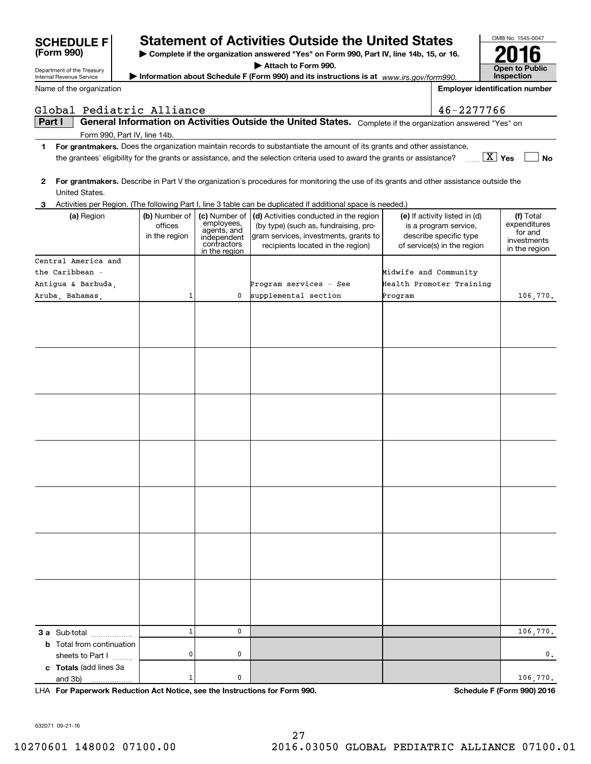**SCHEDULE F (Form 990)**

Department of the Treasury
Internal Revenue Service

# Statement of Activities Outside the United States

▶ Complete if the organization answered "Yes" on Form 990, Part IV, line 14b, 15, or 16.
▶ Attach to Form 990.
▶ Information about Schedule F (Form 990) and its instructions is at *www.irs.gov/form990.*

OMB No. 1545-0047

**2016**

**Open to Public Inspection**

Name of the organization: Global Pediatric Alliance

Employer identification number: 46-2277766

**Part I — General Information on Activities Outside the United States.** Complete if the organization answered "Yes" on Form 990, Part IV, line 14b.

**1** **For grantmakers.** Does the organization maintain records to substantiate the amount of its grants and other assistance, the grantees' eligibility for the grants or assistance, and the selection criteria used to award the grants or assistance? ☒ Yes ☐ No

**2** **For grantmakers.** Describe in Part V the organization's procedures for monitoring the use of its grants and other assistance outside the United States.

**3** Activities per Region. (The following Part I, line 3 table can be duplicated if additional space is needed.)

| (a) Region | (b) Number of offices in the region | (c) Number of employees, agents, and independent contractors in the region | (d) Activities conducted in the region (by type) (such as, fundraising, program services, investments, grants to recipients located in the region) | (e) If activity listed in (d) is a program service, describe specific type of service(s) in the region | (f) Total expenditures for and investments in the region |
|---|---|---|---|---|---|
| Central America and the Caribbean - Antigua & Barbuda, Aruba, Bahamas, | 1 | 0 | Program services - See supplemental section | Midwife and Community Health Promoter Training Program | 106,770. |
| | | | | | |
| | | | | | |
| | | | | | |
| | | | | | |
| | | | | | |
| | | | | | |
| | | | | | |
| **3 a** Sub-total | 1 | 0 | | | 106,770. |
| **b** Total from continuation sheets to Part I | 0 | 0 | | | 0. |
| **c Totals** (add lines 3a and 3b) | 1 | 0 | | | 106,770. |

LHA **For Paperwork Reduction Act Notice, see the Instructions for Form 990.** **Schedule F (Form 990) 2016**

632071 09-21-16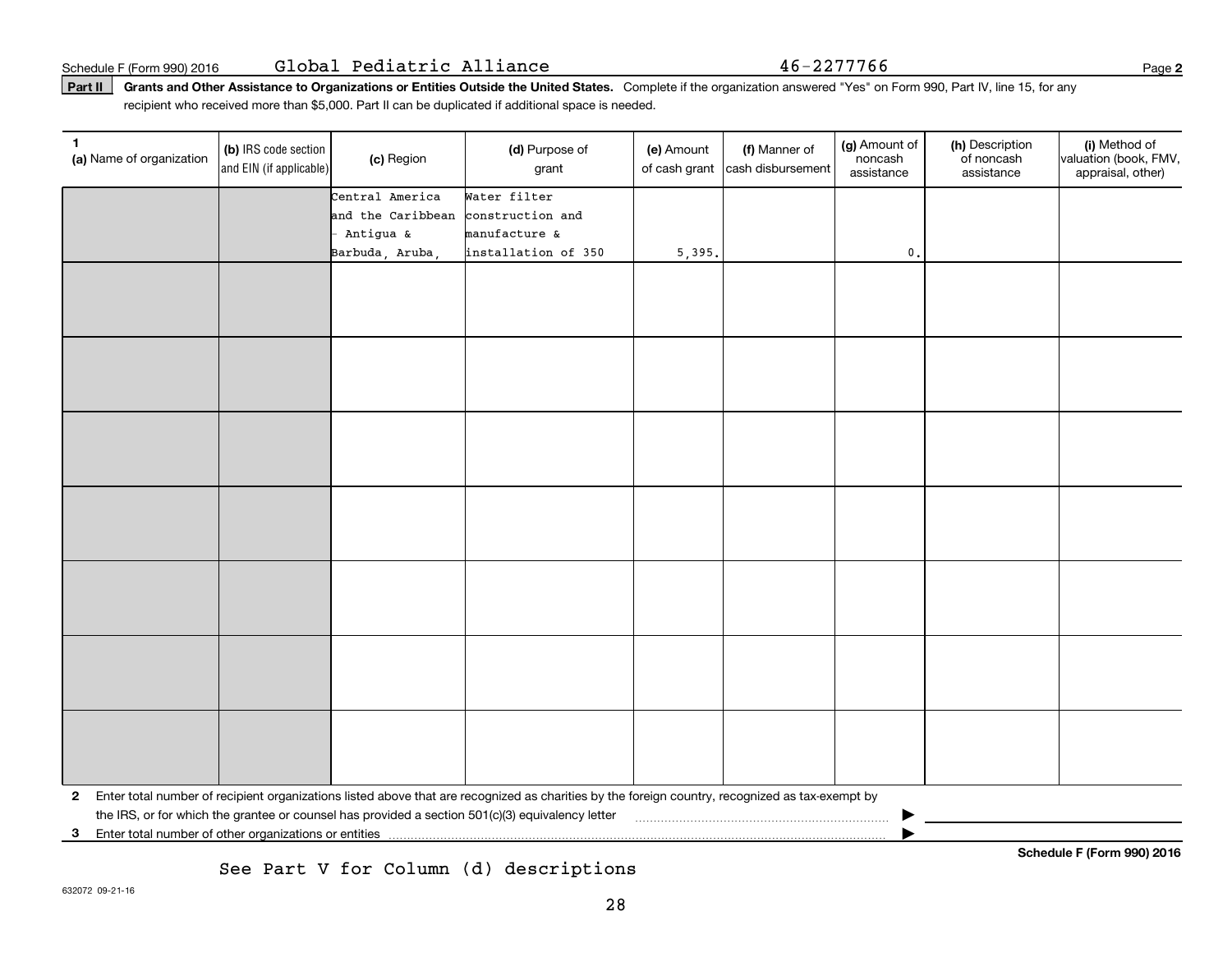Schedule F (Form 990) 2016 Global Pediatric Alliance 46-2277766

**Part II** **Grants and Other Assistance to Organizations or Entities Outside the United States.** Complete if the organization answered "Yes" on Form 990, Part IV, line 15, for any recipient who received more than $5,000. Part II can be duplicated if additional space is needed.

| 1 (a) Name of organization | (b) IRS code section and EIN (if applicable) | (c) Region | (d) Purpose of grant | (e) Amount of cash grant | (f) Manner of cash disbursement | (g) Amount of noncash assistance | (h) Description of noncash assistance | (i) Method of valuation (book, FMV, appraisal, other) |
|---|---|---|---|---|---|---|---|---|
| | | Central America and the Caribbean - Antigua & Barbuda, Aruba, | Water filter construction and manufacture & installation of 350 | 5,395. | | 0. | | |
| | | | | | | | | |
| | | | | | | | | |
| | | | | | | | | |
| | | | | | | | | |
| | | | | | | | | |
| | | | | | | | | |
| | | | | | | | | |

**2** Enter total number of recipient organizations listed above that are recognized as charities by the foreign country, recognized as tax-exempt by the IRS, or for which the grantee or counsel has provided a section 501(c)(3) equivalency letter ▶

**3** Enter total number of other organizations or entities ▶

See Part V for Column (d) descriptions

**Schedule F (Form 990) 2016**

632072 09-21-16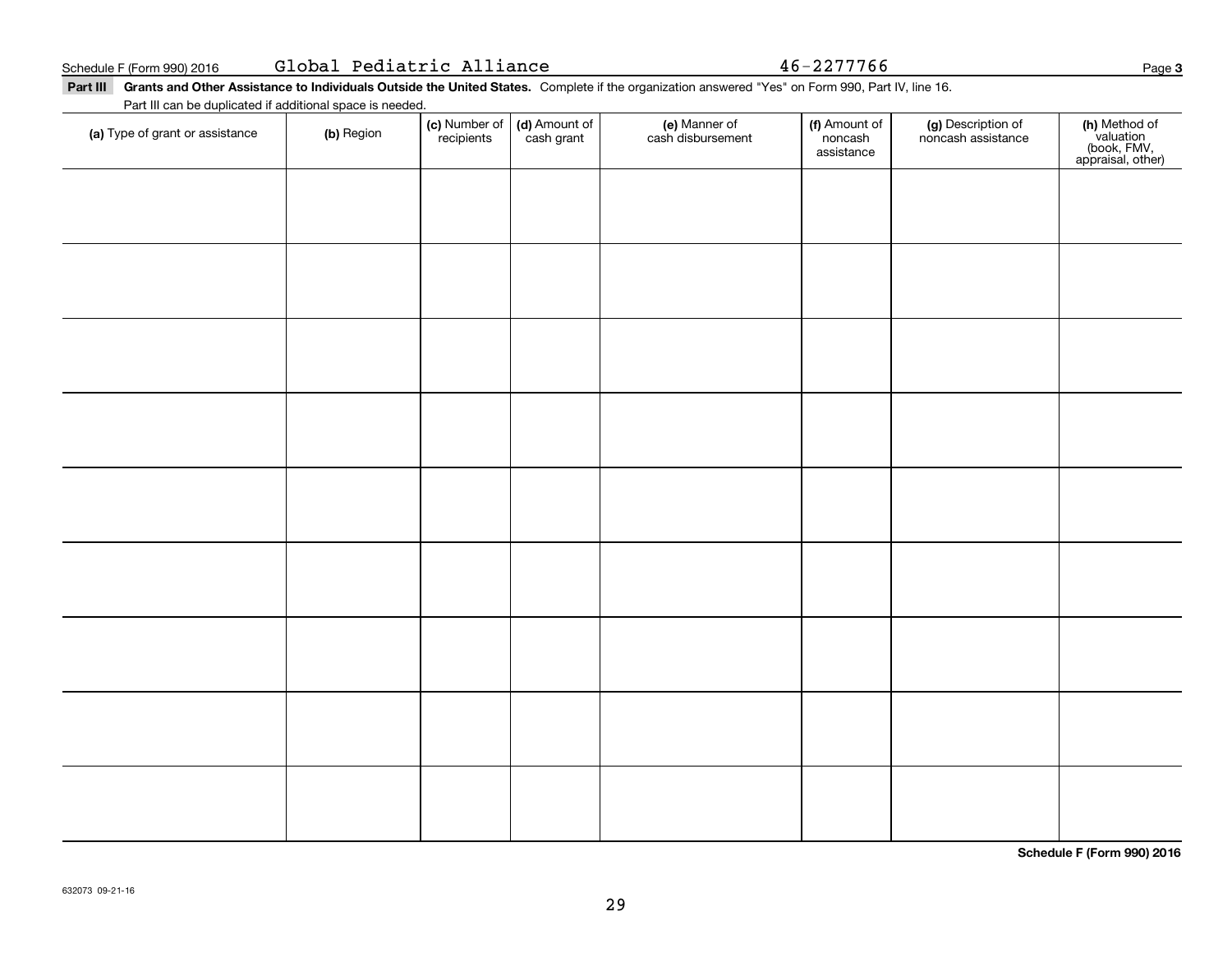Schedule F (Form 990) 2016 Global Pediatric Alliance 46-2277766

**Part III** **Grants and Other Assistance to Individuals Outside the United States.** Complete if the organization answered "Yes" on Form 990, Part IV, line 16.

Part III can be duplicated if additional space is needed.

| (a) Type of grant or assistance | (b) Region | (c) Number of recipients | (d) Amount of cash grant | (e) Manner of cash disbursement | (f) Amount of noncash assistance | (g) Description of noncash assistance | (h) Method of valuation (book, FMV, appraisal, other) |
|---|---|---|---|---|---|---|---|
| | | | | | | | |
| | | | | | | | |
| | | | | | | | |
| | | | | | | | |
| | | | | | | | |
| | | | | | | | |
| | | | | | | | |
| | | | | | | | |
| | | | | | | | |

**Schedule F (Form 990) 2016**

632073 09-21-16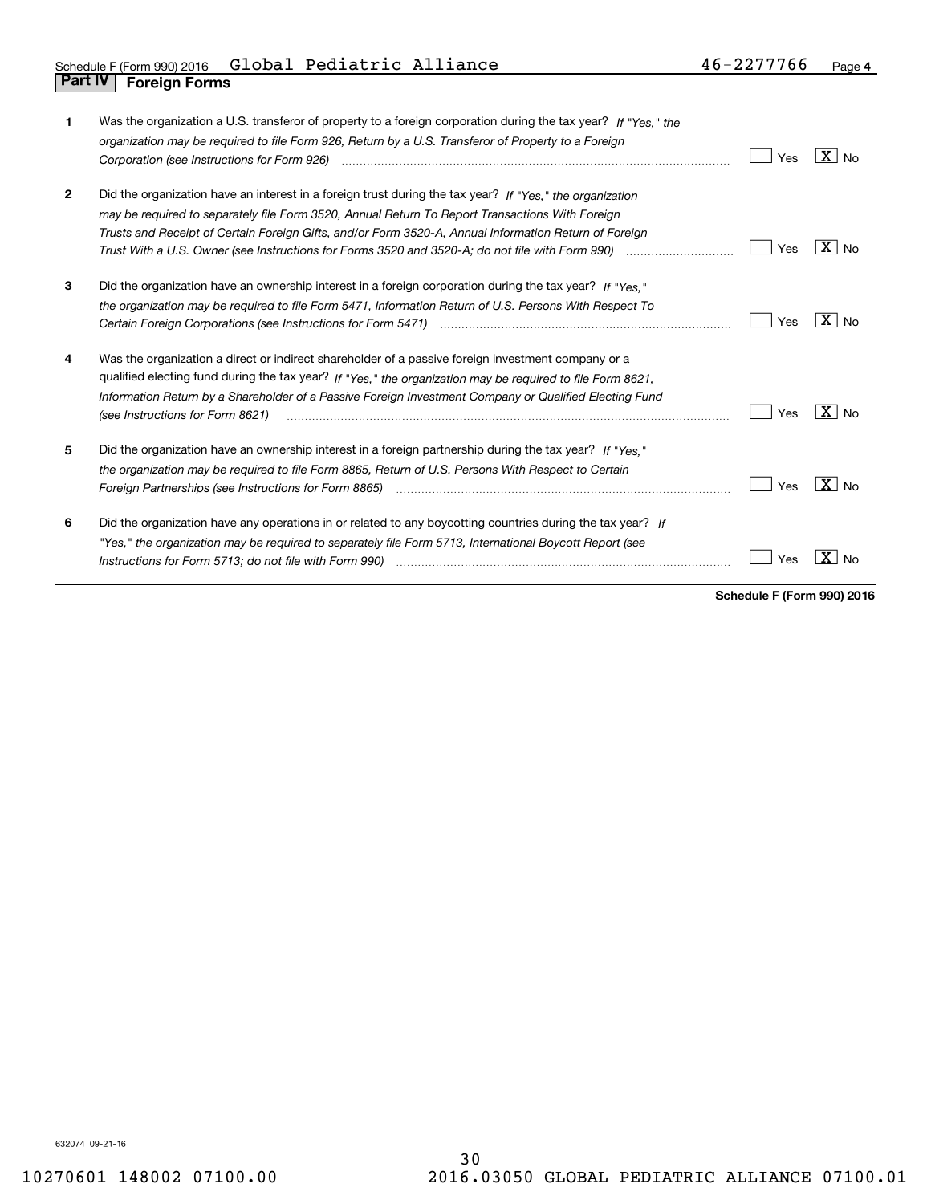Schedule F (Form 990) 2016 Global Pediatric Alliance 46-2277766 Page **4**

## Part IV Foreign Forms

| | | | |
|---|---|---|---|
| **1** | Was the organization a U.S. transferor of property to a foreign corporation during the tax year? *If "Yes," the organization may be required to file Form 926, Return by a U.S. Transferor of Property to a Foreign Corporation (see Instructions for Form 926)* | Yes | [X] No |
| **2** | Did the organization have an interest in a foreign trust during the tax year? *If "Yes," the organization may be required to separately file Form 3520, Annual Return To Report Transactions With Foreign Trusts and Receipt of Certain Foreign Gifts, and/or Form 3520-A, Annual Information Return of Foreign Trust With a U.S. Owner (see Instructions for Forms 3520 and 3520-A; do not file with Form 990)* | Yes | [X] No |
| **3** | Did the organization have an ownership interest in a foreign corporation during the tax year? *If "Yes," the organization may be required to file Form 5471, Information Return of U.S. Persons With Respect To Certain Foreign Corporations (see Instructions for Form 5471)* | Yes | [X] No |
| **4** | Was the organization a direct or indirect shareholder of a passive foreign investment company or a qualified electing fund during the tax year? *If "Yes," the organization may be required to file Form 8621, Information Return by a Shareholder of a Passive Foreign Investment Company or Qualified Electing Fund (see Instructions for Form 8621)* | Yes | [X] No |
| **5** | Did the organization have an ownership interest in a foreign partnership during the tax year? *If "Yes," the organization may be required to file Form 8865, Return of U.S. Persons With Respect to Certain Foreign Partnerships (see Instructions for Form 8865)* | Yes | [X] No |
| **6** | Did the organization have any operations in or related to any boycotting countries during the tax year? *If "Yes," the organization may be required to separately file Form 5713, International Boycott Report (see Instructions for Form 5713; do not file with Form 990)* | Yes | [X] No |

**Schedule F (Form 990) 2016**

632074 09-21-16

10270601 148002 07100.00 2016.03050 GLOBAL PEDIATRIC ALLIANCE 07100.01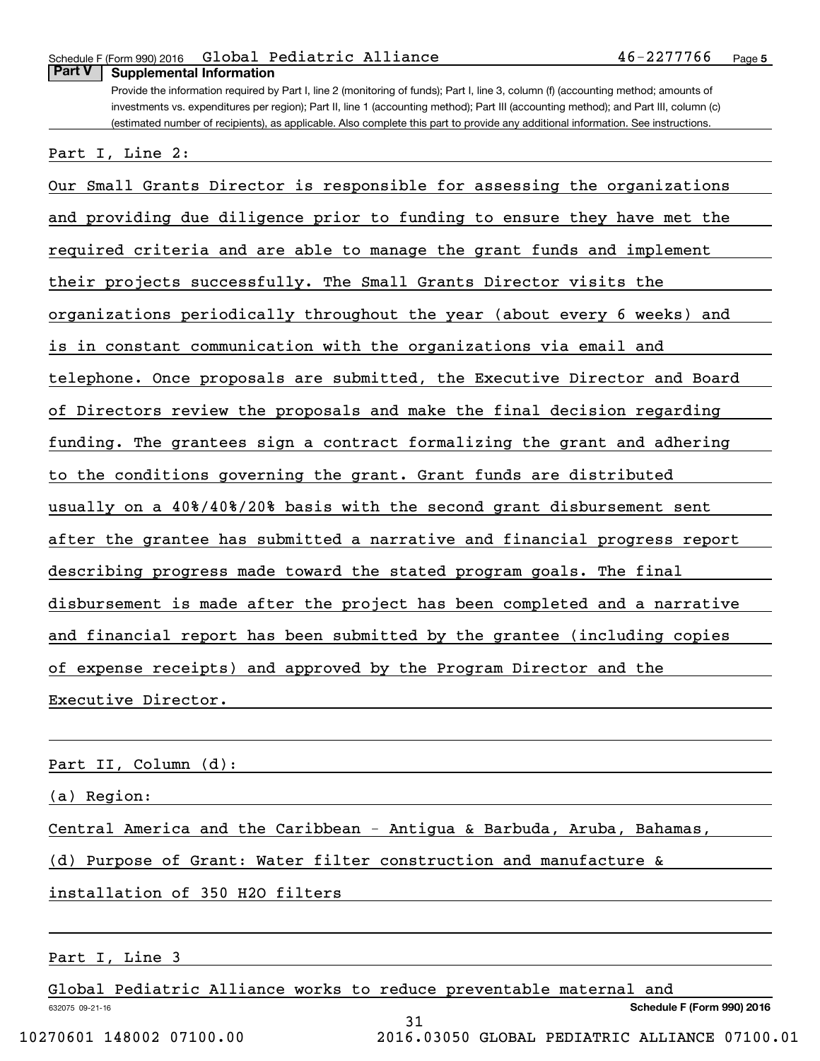## Part V Supplemental Information

Provide the information required by Part I, line 2 (monitoring of funds); Part I, line 3, column (f) (accounting method; amounts of investments vs. expenditures per region); Part II, line 1 (accounting method); Part III (accounting method); and Part III, column (c) (estimated number of recipients), as applicable. Also complete this part to provide any additional information. See instructions.

Part I, Line 2:

Our Small Grants Director is responsible for assessing the organizations and providing due diligence prior to funding to ensure they have met the required criteria and are able to manage the grant funds and implement their projects successfully. The Small Grants Director visits the organizations periodically throughout the year (about every 6 weeks) and is in constant communication with the organizations via email and telephone. Once proposals are submitted, the Executive Director and Board of Directors review the proposals and make the final decision regarding funding. The grantees sign a contract formalizing the grant and adhering to the conditions governing the grant. Grant funds are distributed usually on a 40%/40%/20% basis with the second grant disbursement sent after the grantee has submitted a narrative and financial progress report describing progress made toward the stated program goals. The final disbursement is made after the project has been completed and a narrative and financial report has been submitted by the grantee (including copies of expense receipts) and approved by the Program Director and the Executive Director.

Part II, Column (d):

(a) Region:

Central America and the Caribbean - Antigua & Barbuda, Aruba, Bahamas,

(d) Purpose of Grant: Water filter construction and manufacture & installation of 350 H2O filters

Part I, Line 3

Global Pediatric Alliance works to reduce preventable maternal and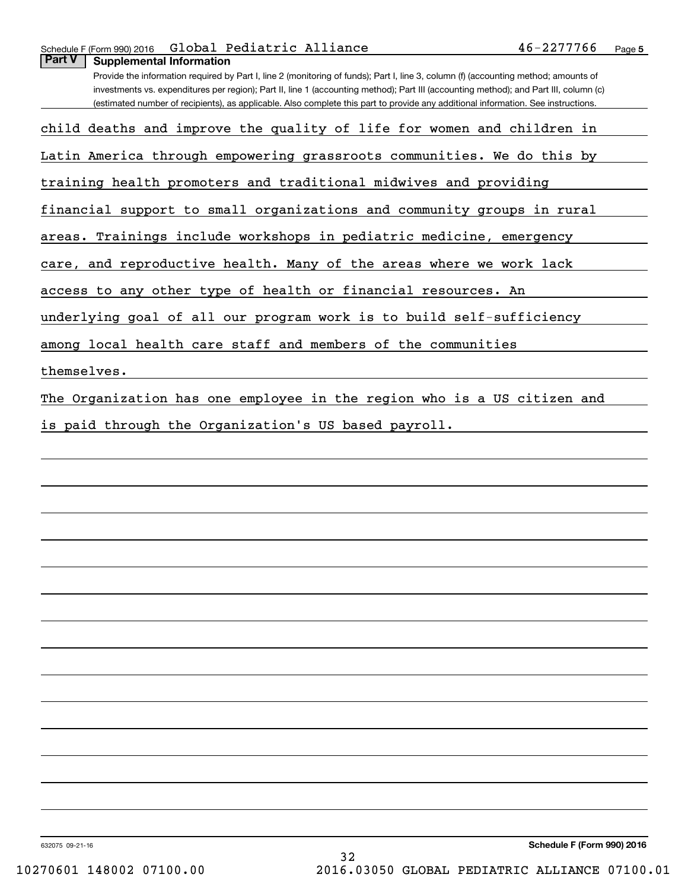## Part V Supplemental Information

Provide the information required by Part I, line 2 (monitoring of funds); Part I, line 3, column (f) (accounting method; amounts of investments vs. expenditures per region); Part II, line 1 (accounting method); Part III (accounting method); and Part III, column (c) (estimated number of recipients), as applicable. Also complete this part to provide any additional information. See instructions.

child deaths and improve the quality of life for women and children in Latin America through empowering grassroots communities. We do this by training health promoters and traditional midwives and providing financial support to small organizations and community groups in rural areas. Trainings include workshops in pediatric medicine, emergency care, and reproductive health. Many of the areas where we work lack access to any other type of health or financial resources. An underlying goal of all our program work is to build self-sufficiency among local health care staff and members of the communities themselves.

The Organization has one employee in the region who is a US citizen and is paid through the Organization's US based payroll.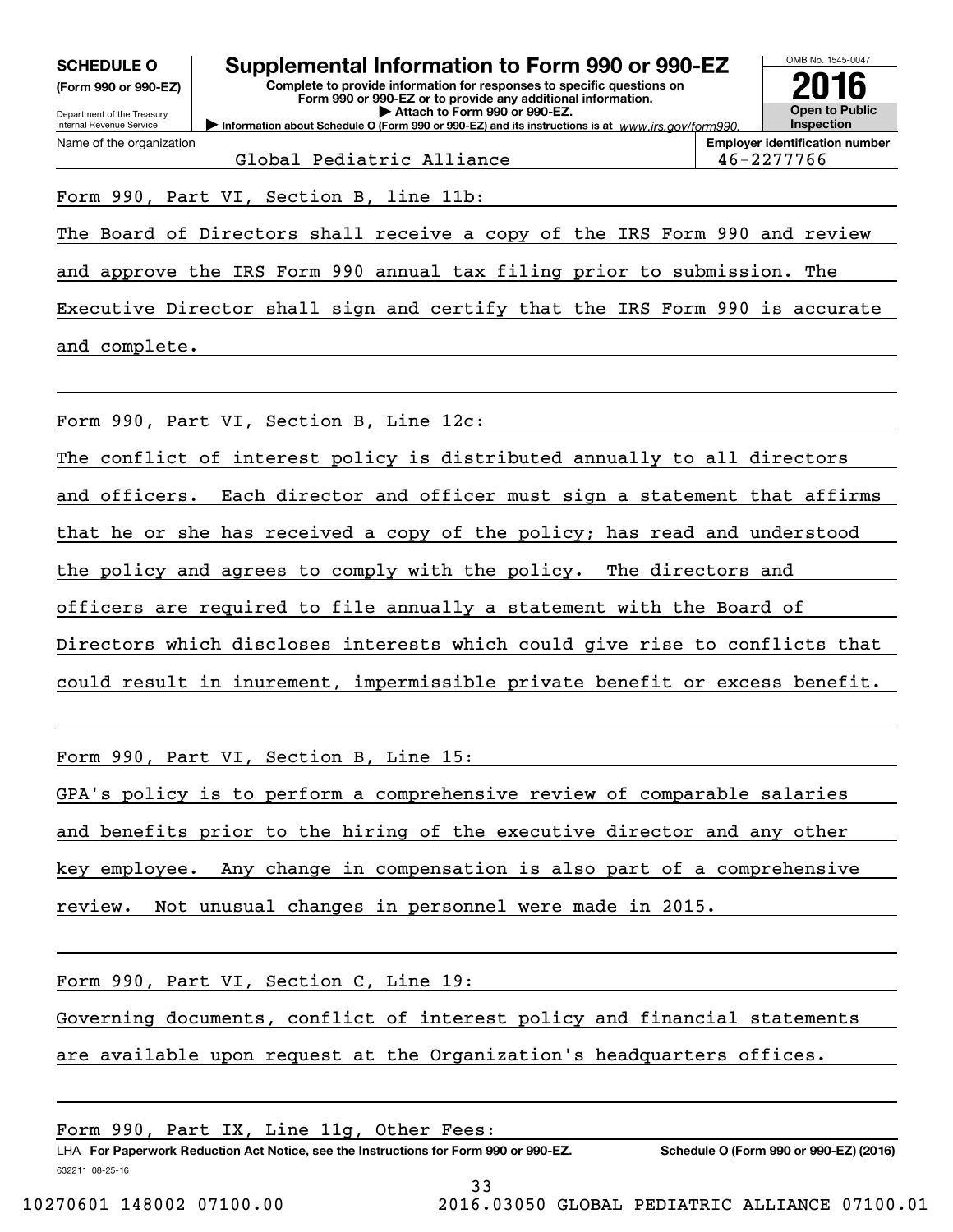**SCHEDULE O**
**(Form 990 or 990-EZ)**

Department of the Treasury
Internal Revenue Service

# Supplemental Information to Form 990 or 990-EZ

**Complete to provide information for responses to specific questions on Form 990 or 990-EZ or to provide any additional information.**
**▶ Attach to Form 990 or 990-EZ.**
**▶ Information about Schedule O (Form 990 or 990-EZ) and its instructions is at** *www.irs.gov/form990.*

OMB No. 1545-0047

**2016**

**Open to Public Inspection**

| Name of the organization | Employer identification number |
|---|---|
| Global Pediatric Alliance | 46-2277766 |

Form 990, Part VI, Section B, line 11b:

The Board of Directors shall receive a copy of the IRS Form 990 and review and approve the IRS Form 990 annual tax filing prior to submission. The Executive Director shall sign and certify that the IRS Form 990 is accurate and complete.

Form 990, Part VI, Section B, Line 12c:

The conflict of interest policy is distributed annually to all directors and officers. Each director and officer must sign a statement that affirms that he or she has received a copy of the policy; has read and understood the policy and agrees to comply with the policy. The directors and officers are required to file annually a statement with the Board of Directors which discloses interests which could give rise to conflicts that could result in inurement, impermissible private benefit or excess benefit.

Form 990, Part VI, Section B, Line 15:

GPA's policy is to perform a comprehensive review of comparable salaries and benefits prior to the hiring of the executive director and any other key employee. Any change in compensation is also part of a comprehensive review. Not unusual changes in personnel were made in 2015.

Form 990, Part VI, Section C, Line 19:

Governing documents, conflict of interest policy and financial statements are available upon request at the Organization's headquarters offices.

Form 990, Part IX, Line 11g, Other Fees:

LHA **For Paperwork Reduction Act Notice, see the Instructions for Form 990 or 990-EZ.** **Schedule O (Form 990 or 990-EZ) (2016)**

632211 08-25-16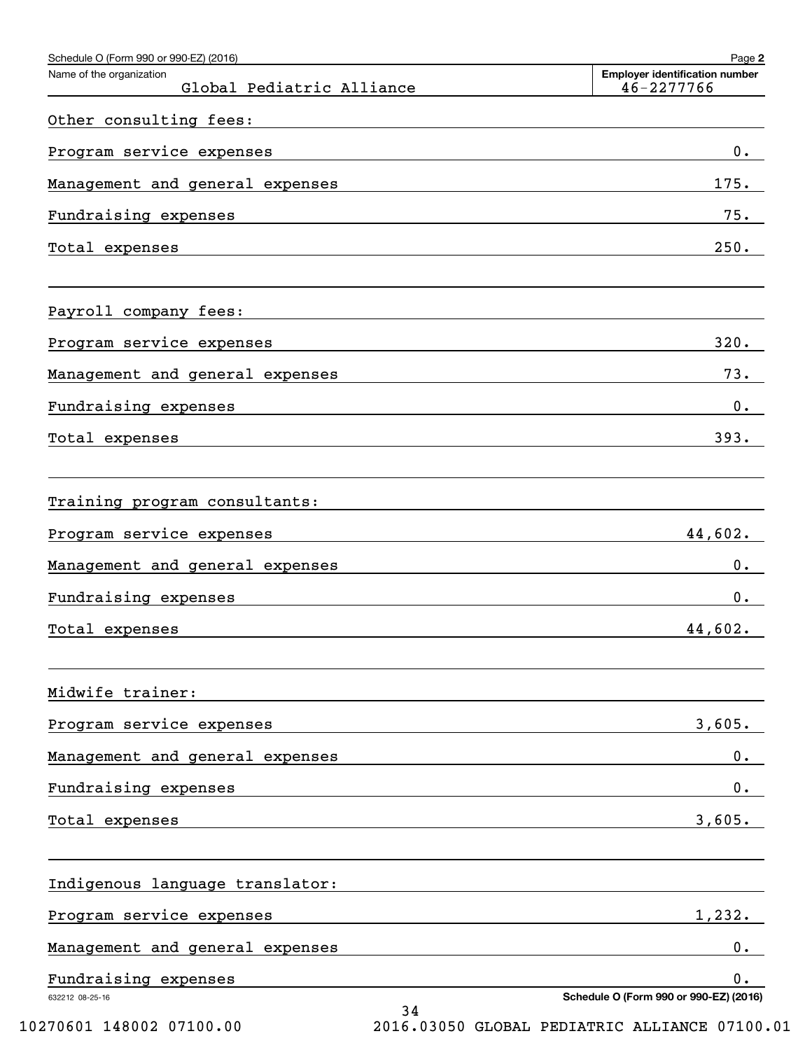Name of the organization: Global Pediatric Alliance

Employer identification number: 46-2277766

| Other consulting fees: | |
|---|---|
| Program service expenses | 0. |
| Management and general expenses | 175. |
| Fundraising expenses | 75. |
| Total expenses | 250. |

| Payroll company fees: | |
|---|---|
| Program service expenses | 320. |
| Management and general expenses | 73. |
| Fundraising expenses | 0. |
| Total expenses | 393. |

| Training program consultants: | |
|---|---|
| Program service expenses | 44,602. |
| Management and general expenses | 0. |
| Fundraising expenses | 0. |
| Total expenses | 44,602. |

| Midwife trainer: | |
|---|---|
| Program service expenses | 3,605. |
| Management and general expenses | 0. |
| Fundraising expenses | 0. |
| Total expenses | 3,605. |

| Indigenous language translator: | |
|---|---|
| Program service expenses | 1,232. |
| Management and general expenses | 0. |
| Fundraising expenses | 0. |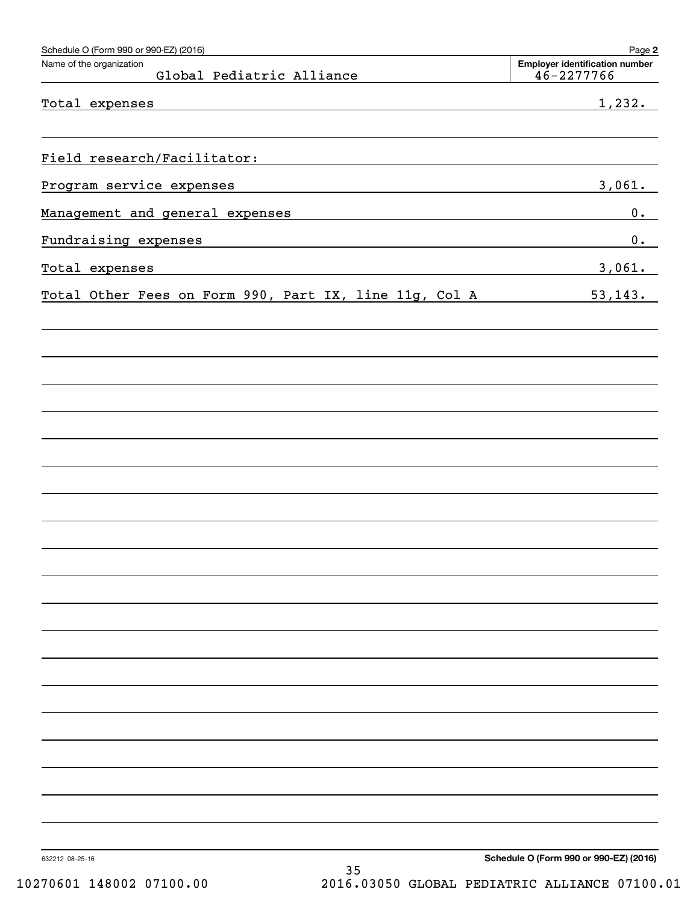Schedule O (Form 990 or 990-EZ) (2016)

Name of the organization: Global Pediatric Alliance

Employer identification number: 46-2277766

| | |
|---|---|
| Total expenses | 1,232. |
| | |
| Field research/Facilitator: | |
| Program service expenses | 3,061. |
| Management and general expenses | 0. |
| Fundraising expenses | 0. |
| Total expenses | 3,061. |
| Total Other Fees on Form 990, Part IX, line 11g, Col A | 53,143. |

632212 08-25-16

Schedule O (Form 990 or 990-EZ) (2016)

10270601 148002 07100.00 2016.03050 GLOBAL PEDIATRIC ALLIANCE 07100.01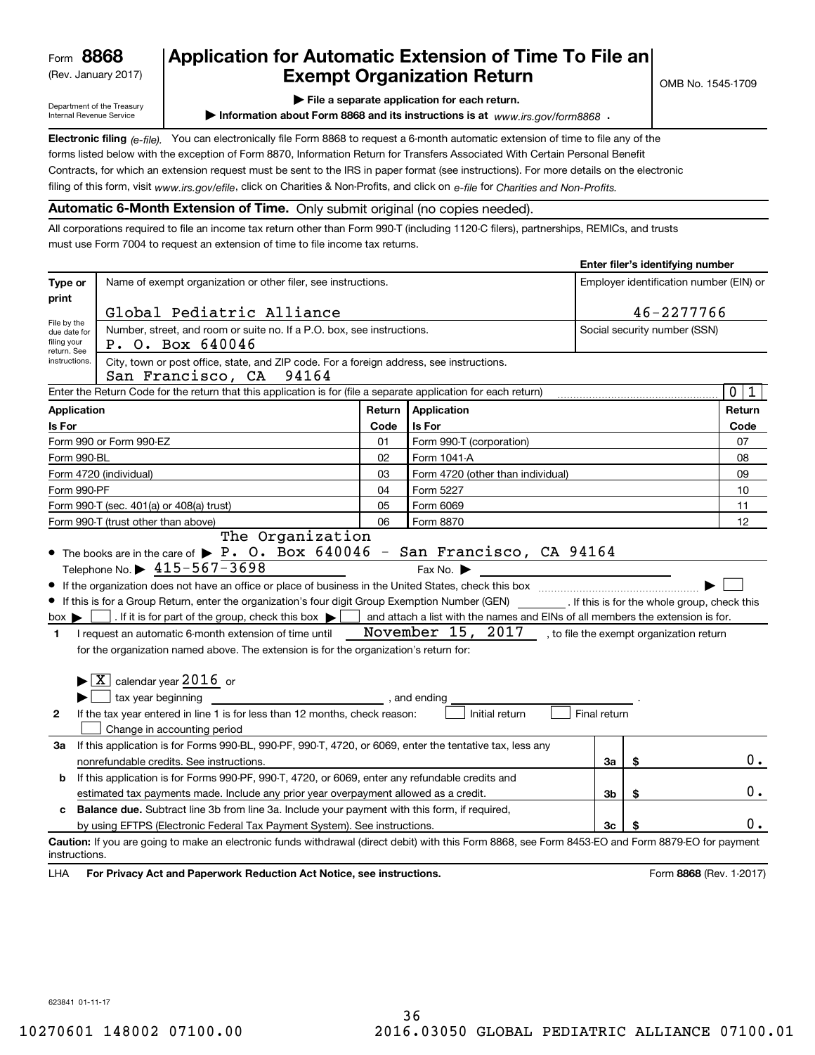Form **8868** (Rev. January 2017)

Department of the Treasury
Internal Revenue Service

# Application for Automatic Extension of Time To File an Exempt Organization Return

OMB No. 1545-1709

▶ File a separate application for each return.

▶ Information about Form 8868 and its instructions is at *www.irs.gov/form8868*.

**Electronic filing** *(e-file)*. You can electronically file Form 8868 to request a 6-month automatic extension of time to file any of the forms listed below with the exception of Form 8870, Information Return for Transfers Associated With Certain Personal Benefit Contracts, for which an extension request must be sent to the IRS in paper format (see instructions). For more details on the electronic filing of this form, visit *www.irs.gov/efile*, click on Charities & Non-Profits, and click on *e-file* for *Charities and Non-Profits.*

**Automatic 6-Month Extension of Time.** Only submit original (no copies needed).

All corporations required to file an income tax return other than Form 990-T (including 1120-C filers), partnerships, REMICs, and trusts must use Form 7004 to request an extension of time to file income tax returns.

**Enter filer's identifying number**

| Type or print | | |
|---|---|---|
| File by the due date for filing your return. See instructions. | Name of exempt organization or other filer, see instructions.<br>Global Pediatric Alliance | Employer identification number (EIN) or<br>46-2277766 |
| | Number, street, and room or suite no. If a P.O. box, see instructions.<br>P. O. Box 640046 | Social security number (SSN) |
| | City, town or post office, state, and ZIP code. For a foreign address, see instructions.<br>San Francisco, CA 94164 | |

Enter the Return Code for the return that this application is for (file a separate application for each return) 01

| Application Is For | Return Code | Application Is For | Return Code |
|---|---|---|---|
| Form 990 or Form 990-EZ | 01 | Form 990-T (corporation) | 07 |
| Form 990-BL | 02 | Form 1041-A | 08 |
| Form 4720 (individual) | 03 | Form 4720 (other than individual) | 09 |
| Form 990-PF | 04 | Form 5227 | 10 |
| Form 990-T (sec. 401(a) or 408(a) trust) | 05 | Form 6069 | 11 |
| Form 990-T (trust other than above) | 06 | Form 8870 | 12 |

- The books are in the care of ▶ The Organization P. O. Box 640046 - San Francisco, CA 94164
  Telephone No. ▶ 415-567-3698 Fax No. ▶
- If the organization does not have an office or place of business in the United States, check this box ▶ ☐
- If this is for a Group Return, enter the organization's four digit Group Exemption Number (GEN) ______. If this is for the whole group, check this box ▶ ☐. If it is for part of the group, check this box ▶ ☐ and attach a list with the names and EINs of all members the extension is for.

**1** I request an automatic 6-month extension of time until November 15, 2017, to file the exempt organization return for the organization named above. The extension is for the organization's return for:

▶ ☒ calendar year 2016 or

▶ ☐ tax year beginning ____________, and ending ____________.

**2** If the tax year entered in line 1 is for less than 12 months, check reason: ☐ Initial return ☐ Final return ☐ Change in accounting period

| | | | |
|---|---|---|---|
| **3a** If this application is for Forms 990-BL, 990-PF, 990-T, 4720, or 6069, enter the tentative tax, less any nonrefundable credits. See instructions. | 3a | $ | 0. |
| **b** If this application is for Forms 990-PF, 990-T, 4720, or 6069, enter any refundable credits and estimated tax payments made. Include any prior year overpayment allowed as a credit. | 3b | $ | 0. |
| **c** **Balance due.** Subtract line 3b from line 3a. Include your payment with this form, if required, by using EFTPS (Electronic Federal Tax Payment System). See instructions. | 3c | $ | 0. |

**Caution:** If you are going to make an electronic funds withdrawal (direct debit) with this Form 8868, see Form 8453-EO and Form 8879-EO for payment instructions.

LHA **For Privacy Act and Paperwork Reduction Act Notice, see instructions.** Form **8868** (Rev. 1-2017)

623841 01-11-17

10270601 148002 07100.00 2016.03050 GLOBAL PEDIATRIC ALLIANCE 07100.01